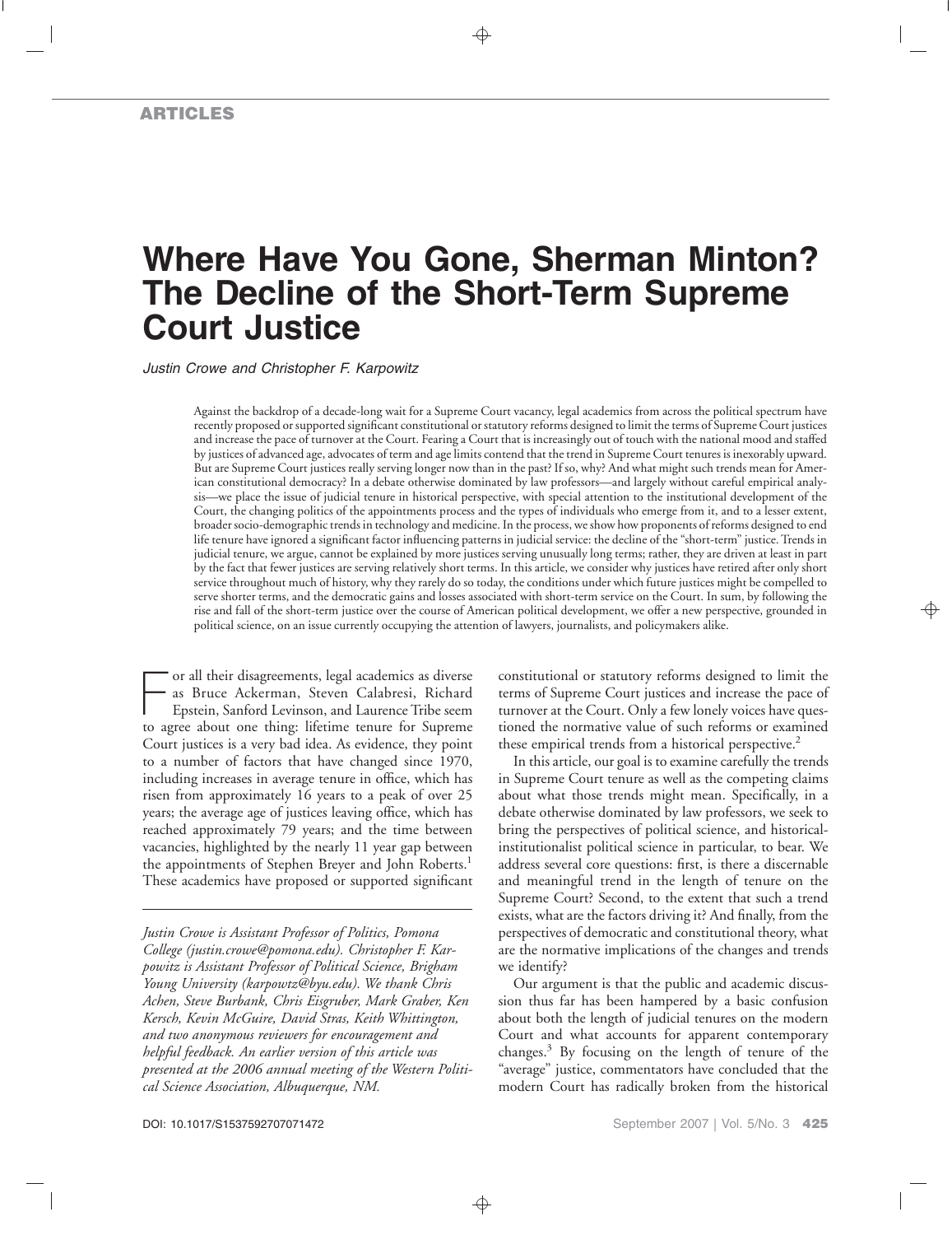ARTICLES

# Where Have You Gone, Sherman Minton? The Decline of the Short-Term Supreme Court Justice

*Justin Crowe and Christopher F. Karpowitz*

Against the backdrop of a decade-long wait for a Supreme Court vacancy, legal academics from across the political spectrum have recently proposed or supported significant constitutional or statutory reforms designed to limit the terms of Supreme Court justices and increase the pace of turnover at the Court. Fearing a Court that is increasingly out of touch with the national mood and staffed by justices of advanced age, advocates of term and age limits contend that the trend in Supreme Court tenures is inexorably upward. But are Supreme Court justices really serving longer now than in the past? If so, why? And what might such trends mean for American constitutional democracy? In a debate otherwise dominated by law professors—and largely without careful empirical analysis—we place the issue of judicial tenure in historical perspective, with special attention to the institutional development of the Court, the changing politics of the appointments process and the types of individuals who emerge from it, and to a lesser extent, broader socio-demographic trends in technology and medicine. In the process, we show how proponents of reforms designed to end life tenure have ignored a significant factor influencing patterns in judicial service: the decline of the "short-term" justice. Trends in judicial tenure, we argue, cannot be explained by more justices serving unusually long terms; rather, they are driven at least in part by the fact that fewer justices are serving relatively short terms. In this article, we consider why justices have retired after only short service throughout much of history, why they rarely do so today, the conditions under which future justices might be compelled to serve shorter terms, and the democratic gains and losses associated with short-term service on the Court. In sum, by following the rise and fall of the short-term justice over the course of American political development, we offer a new perspective, grounded in political science, on an issue currently occupying the attention of lawyers, journalists, and policymakers alike.

For all their disagreements, legal academics as diverse as Bruce Ackerman, Steven Calabresi, Richard Epstein, Sanford Levinson, and Laurence Tribe seem to agree about one thing: lifetime tenure for Supreme Court justices is a very bad idea. As evidence, they point to a number of factors that have changed since 1970, including increases in average tenure in office, which has risen from approximately 16 years to a peak of over 25 years; the average age of justices leaving office, which has reached approximately 79 years; and the time between vacancies, highlighted by the nearly 11 year gap between the appointments of Stephen Breyer and John Roberts.[1] These academics have proposed or supported significant constitutional or statutory reforms designed to limit the terms of Supreme Court justices and increase the pace of turnover at the Court. Only a few lonely voices have questioned the normative value of such reforms or examined these empirical trends from a historical perspective.[2]

In this article, our goal is to examine carefully the trends in Supreme Court tenure as well as the competing claims about what those trends might mean. Specifically, in a debate otherwise dominated by law professors, we seek to bring the perspectives of political science, and historical-institutionalist political science in particular, to bear. We address several core questions: first, is there a discernable and meaningful trend in the length of tenure on the Supreme Court? Second, to the extent that such a trend exists, what are the factors driving it? And finally, from the perspectives of democratic and constitutional theory, what are the normative implications of the changes and trends we identify?

Our argument is that the public and academic discussion thus far has been hampered by a basic confusion about both the length of judicial tenures on the modern Court and what accounts for apparent contemporary changes.[3] By focusing on the length of tenure of the "average" justice, commentators have concluded that the modern Court has radically broken from the historical

*Justin Crowe is Assistant Professor of Politics, Pomona College (justin.crowe@pomona.edu). Christopher F. Karpowitz is Assistant Professor of Political Science, Brigham Young University (karpowtz@byu.edu). We thank Chris Achen, Steve Burbank, Chris Eisgruber, Mark Graber, Ken Kersch, Kevin McGuire, David Stras, Keith Whittington, and two anonymous reviewers for encouragement and helpful feedback. An earlier version of this article was presented at the 2006 annual meeting of the Western Political Science Association, Albuquerque, NM.*

DOI: 10.1017/S1537592707071472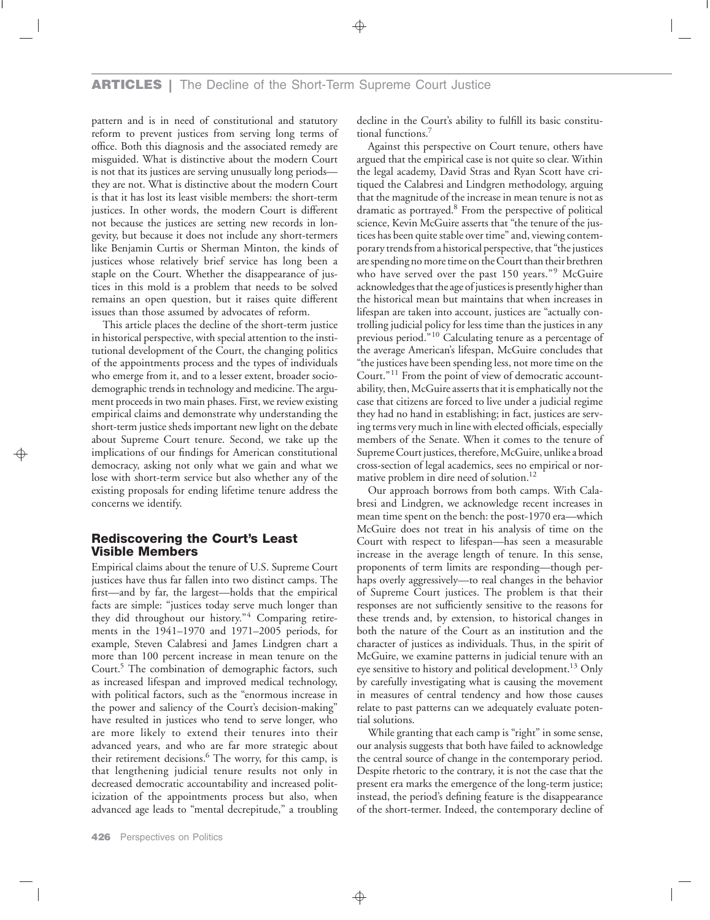pattern and is in need of constitutional and statutory reform to prevent justices from serving long terms of office. Both this diagnosis and the associated remedy are misguided. What is distinctive about the modern Court is not that its justices are serving unusually long periods—they are not. What is distinctive about the modern Court is that it has lost its least visible members: the short-term justices. In other words, the modern Court is different not because the justices are setting new records in longevity, but because it does not include any short-termers like Benjamin Curtis or Sherman Minton, the kinds of justices whose relatively brief service has long been a staple on the Court. Whether the disappearance of justices in this mold is a problem that needs to be solved remains an open question, but it raises quite different issues than those assumed by advocates of reform.

This article places the decline of the short-term justice in historical perspective, with special attention to the institutional development of the Court, the changing politics of the appointments process and the types of individuals who emerge from it, and to a lesser extent, broader sociodemographic trends in technology and medicine. The argument proceeds in two main phases. First, we review existing empirical claims and demonstrate why understanding the short-term justice sheds important new light on the debate about Supreme Court tenure. Second, we take up the implications of our findings for American constitutional democracy, asking not only what we gain and what we lose with short-term service but also whether any of the existing proposals for ending lifetime tenure address the concerns we identify.

## Rediscovering the Court's Least Visible Members

Empirical claims about the tenure of U.S. Supreme Court justices have thus far fallen into two distinct camps. The first—and by far, the largest—holds that the empirical facts are simple: "justices today serve much longer than they did throughout our history."[4] Comparing retirements in the 1941–1970 and 1971–2005 periods, for example, Steven Calabresi and James Lindgren chart a more than 100 percent increase in mean tenure on the Court.[5] The combination of demographic factors, such as increased lifespan and improved medical technology, with political factors, such as the "enormous increase in the power and saliency of the Court's decision-making" have resulted in justices who tend to serve longer, who are more likely to extend their tenures into their advanced years, and who are far more strategic about their retirement decisions.[6] The worry, for this camp, is that lengthening judicial tenure results not only in decreased democratic accountability and increased politicization of the appointments process but also, when advanced age leads to "mental decrepitude," a troubling decline in the Court's ability to fulfill its basic constitutional functions.[7]

Against this perspective on Court tenure, others have argued that the empirical case is not quite so clear. Within the legal academy, David Stras and Ryan Scott have critiqued the Calabresi and Lindgren methodology, arguing that the magnitude of the increase in mean tenure is not as dramatic as portrayed.[8] From the perspective of political science, Kevin McGuire asserts that "the tenure of the justices has been quite stable over time" and, viewing contemporary trends from a historical perspective, that "the justices are spending no more time on the Court than their brethren who have served over the past 150 years."[9] McGuire acknowledges that the age of justices is presently higher than the historical mean but maintains that when increases in lifespan are taken into account, justices are "actually controlling judicial policy for less time than the justices in any previous period."[10] Calculating tenure as a percentage of the average American's lifespan, McGuire concludes that "the justices have been spending less, not more time on the Court."[11] From the point of view of democratic accountability, then, McGuire asserts that it is emphatically not the case that citizens are forced to live under a judicial regime they had no hand in establishing; in fact, justices are serving terms very much in line with elected officials, especially members of the Senate. When it comes to the tenure of Supreme Court justices, therefore, McGuire, unlike a broad cross-section of legal academics, sees no empirical or normative problem in dire need of solution.[12]

Our approach borrows from both camps. With Calabresi and Lindgren, we acknowledge recent increases in mean time spent on the bench: the post-1970 era—which McGuire does not treat in his analysis of time on the Court with respect to lifespan—has seen a measurable increase in the average length of tenure. In this sense, proponents of term limits are responding—though perhaps overly aggressively—to real changes in the behavior of Supreme Court justices. The problem is that their responses are not sufficiently sensitive to the reasons for these trends and, by extension, to historical changes in both the nature of the Court as an institution and the character of justices as individuals. Thus, in the spirit of McGuire, we examine patterns in judicial tenure with an eye sensitive to history and political development.[13] Only by carefully investigating what is causing the movement in measures of central tendency and how those causes relate to past patterns can we adequately evaluate potential solutions.

While granting that each camp is "right" in some sense, our analysis suggests that both have failed to acknowledge the central source of change in the contemporary period. Despite rhetoric to the contrary, it is not the case that the present era marks the emergence of the long-term justice; instead, the period's defining feature is the disappearance of the short-termer. Indeed, the contemporary decline of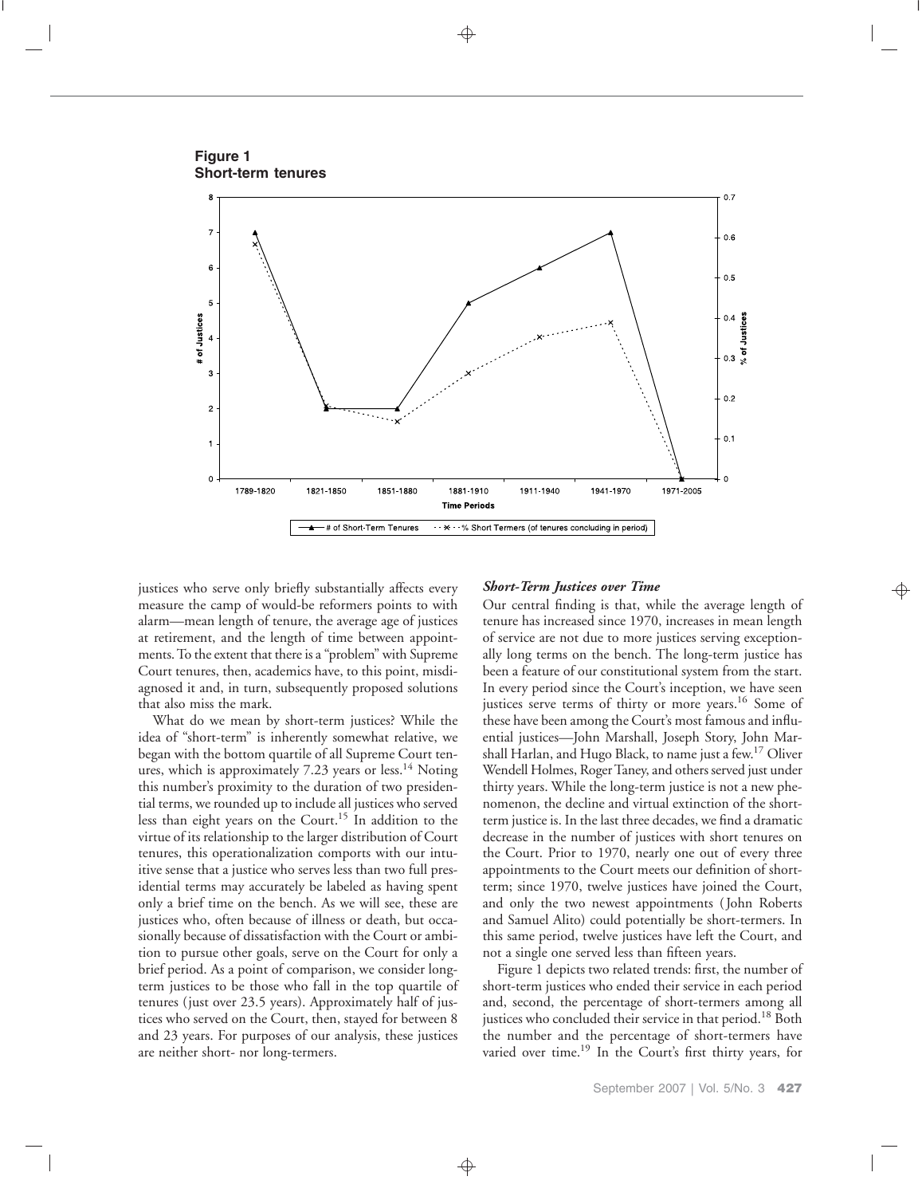**Figure 1**
**Short-term tenures**

justices who serve only briefly substantially affects every measure the camp of would-be reformers points to with alarm—mean length of tenure, the average age of justices at retirement, and the length of time between appointments. To the extent that there is a "problem" with Supreme Court tenures, then, academics have, to this point, misdiagnosed it and, in turn, subsequently proposed solutions that also miss the mark.

What do we mean by short-term justices? While the idea of "short-term" is inherently somewhat relative, we began with the bottom quartile of all Supreme Court tenures, which is approximately 7.23 years or less.[14] Noting this number's proximity to the duration of two presidential terms, we rounded up to include all justices who served less than eight years on the Court.[15] In addition to the virtue of its relationship to the larger distribution of Court tenures, this operationalization comports with our intuitive sense that a justice who serves less than two full presidential terms may accurately be labeled as having spent only a brief time on the bench. As we will see, these are justices who, often because of illness or death, but occasionally because of dissatisfaction with the Court or ambition to pursue other goals, serve on the Court for only a brief period. As a point of comparison, we consider long-term justices to be those who fall in the top quartile of tenures (just over 23.5 years). Approximately half of justices who served on the Court, then, stayed for between 8 and 23 years. For purposes of our analysis, these justices are neither short- nor long-termers.

### *Short-Term Justices over Time*

Our central finding is that, while the average length of tenure has increased since 1970, increases in mean length of service are not due to more justices serving exceptionally long terms on the bench. The long-term justice has been a feature of our constitutional system from the start. In every period since the Court's inception, we have seen justices serve terms of thirty or more years.[16] Some of these have been among the Court's most famous and influential justices—John Marshall, Joseph Story, John Marshall Harlan, and Hugo Black, to name just a few.[17] Oliver Wendell Holmes, Roger Taney, and others served just under thirty years. While the long-term justice is not a new phenomenon, the decline and virtual extinction of the short-term justice is. In the last three decades, we find a dramatic decrease in the number of justices with short tenures on the Court. Prior to 1970, nearly one out of every three appointments to the Court meets our definition of short-term; since 1970, twelve justices have joined the Court, and only the two newest appointments (John Roberts and Samuel Alito) could potentially be short-termers. In this same period, twelve justices have left the Court, and not a single one served less than fifteen years.

Figure 1 depicts two related trends: first, the number of short-term justices who ended their service in each period and, second, the percentage of short-termers among all justices who concluded their service in that period.[18] Both the number and the percentage of short-termers have varied over time.[19] In the Court's first thirty years, for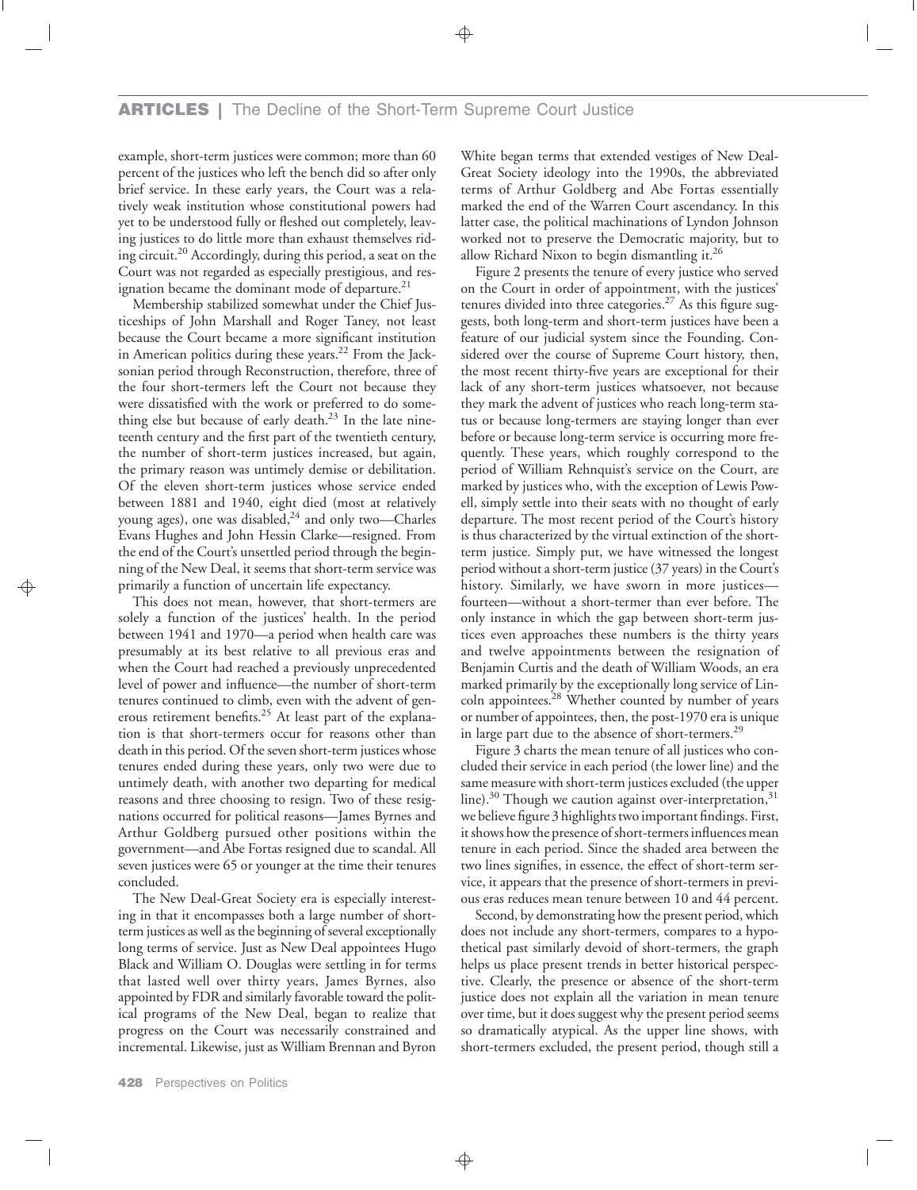example, short-term justices were common; more than 60 percent of the justices who left the bench did so after only brief service. In these early years, the Court was a relatively weak institution whose constitutional powers had yet to be understood fully or fleshed out completely, leaving justices to do little more than exhaust themselves riding circuit.[20] Accordingly, during this period, a seat on the Court was not regarded as especially prestigious, and resignation became the dominant mode of departure.[21]

Membership stabilized somewhat under the Chief Justiceships of John Marshall and Roger Taney, not least because the Court became a more significant institution in American politics during these years.[22] From the Jacksonian period through Reconstruction, therefore, three of the four short-termers left the Court not because they were dissatisfied with the work or preferred to do something else but because of early death.[23] In the late nineteenth century and the first part of the twentieth century, the number of short-term justices increased, but again, the primary reason was untimely demise or debilitation. Of the eleven short-term justices whose service ended between 1881 and 1940, eight died (most at relatively young ages), one was disabled,[24] and only two—Charles Evans Hughes and John Hessin Clarke—resigned. From the end of the Court's unsettled period through the beginning of the New Deal, it seems that short-term service was primarily a function of uncertain life expectancy.

This does not mean, however, that short-termers are solely a function of the justices' health. In the period between 1941 and 1970—a period when health care was presumably at its best relative to all previous eras and when the Court had reached a previously unprecedented level of power and influence—the number of short-term tenures continued to climb, even with the advent of generous retirement benefits.[25] At least part of the explanation is that short-termers occur for reasons other than death in this period. Of the seven short-term justices whose tenures ended during these years, only two were due to untimely death, with another two departing for medical reasons and three choosing to resign. Two of these resignations occurred for political reasons—James Byrnes and Arthur Goldberg pursued other positions within the government—and Abe Fortas resigned due to scandal. All seven justices were 65 or younger at the time their tenures concluded.

The New Deal-Great Society era is especially interesting in that it encompasses both a large number of short-term justices as well as the beginning of several exceptionally long terms of service. Just as New Deal appointees Hugo Black and William O. Douglas were settling in for terms that lasted well over thirty years, James Byrnes, also appointed by FDR and similarly favorable toward the political programs of the New Deal, began to realize that progress on the Court was necessarily constrained and incremental. Likewise, just as William Brennan and Byron White began terms that extended vestiges of New Deal-Great Society ideology into the 1990s, the abbreviated terms of Arthur Goldberg and Abe Fortas essentially marked the end of the Warren Court ascendancy. In this latter case, the political machinations of Lyndon Johnson worked not to preserve the Democratic majority, but to allow Richard Nixon to begin dismantling it.[26]

Figure 2 presents the tenure of every justice who served on the Court in order of appointment, with the justices' tenures divided into three categories.[27] As this figure suggests, both long-term and short-term justices have been a feature of our judicial system since the Founding. Considered over the course of Supreme Court history, then, the most recent thirty-five years are exceptional for their lack of any short-term justices whatsoever, not because they mark the advent of justices who reach long-term status or because long-termers are staying longer than ever before or because long-term service is occurring more frequently. These years, which roughly correspond to the period of William Rehnquist's service on the Court, are marked by justices who, with the exception of Lewis Powell, simply settle into their seats with no thought of early departure. The most recent period of the Court's history is thus characterized by the virtual extinction of the short-term justice. Simply put, we have witnessed the longest period without a short-term justice (37 years) in the Court's history. Similarly, we have sworn in more justices—fourteen—without a short-termer than ever before. The only instance in which the gap between short-term justices even approaches these numbers is the thirty years and twelve appointments between the resignation of Benjamin Curtis and the death of William Woods, an era marked primarily by the exceptionally long service of Lincoln appointees.[28] Whether counted by number of years or number of appointees, then, the post-1970 era is unique in large part due to the absence of short-termers.[29]

Figure 3 charts the mean tenure of all justices who concluded their service in each period (the lower line) and the same measure with short-term justices excluded (the upper line).[30] Though we caution against over-interpretation,[31] we believe figure 3 highlights two important findings. First, it shows how the presence of short-termers influences mean tenure in each period. Since the shaded area between the two lines signifies, in essence, the effect of short-term service, it appears that the presence of short-termers in previous eras reduces mean tenure between 10 and 44 percent.

Second, by demonstrating how the present period, which does not include any short-termers, compares to a hypothetical past similarly devoid of short-termers, the graph helps us place present trends in better historical perspective. Clearly, the presence or absence of the short-term justice does not explain all the variation in mean tenure over time, but it does suggest why the present period seems so dramatically atypical. As the upper line shows, with short-termers excluded, the present period, though still a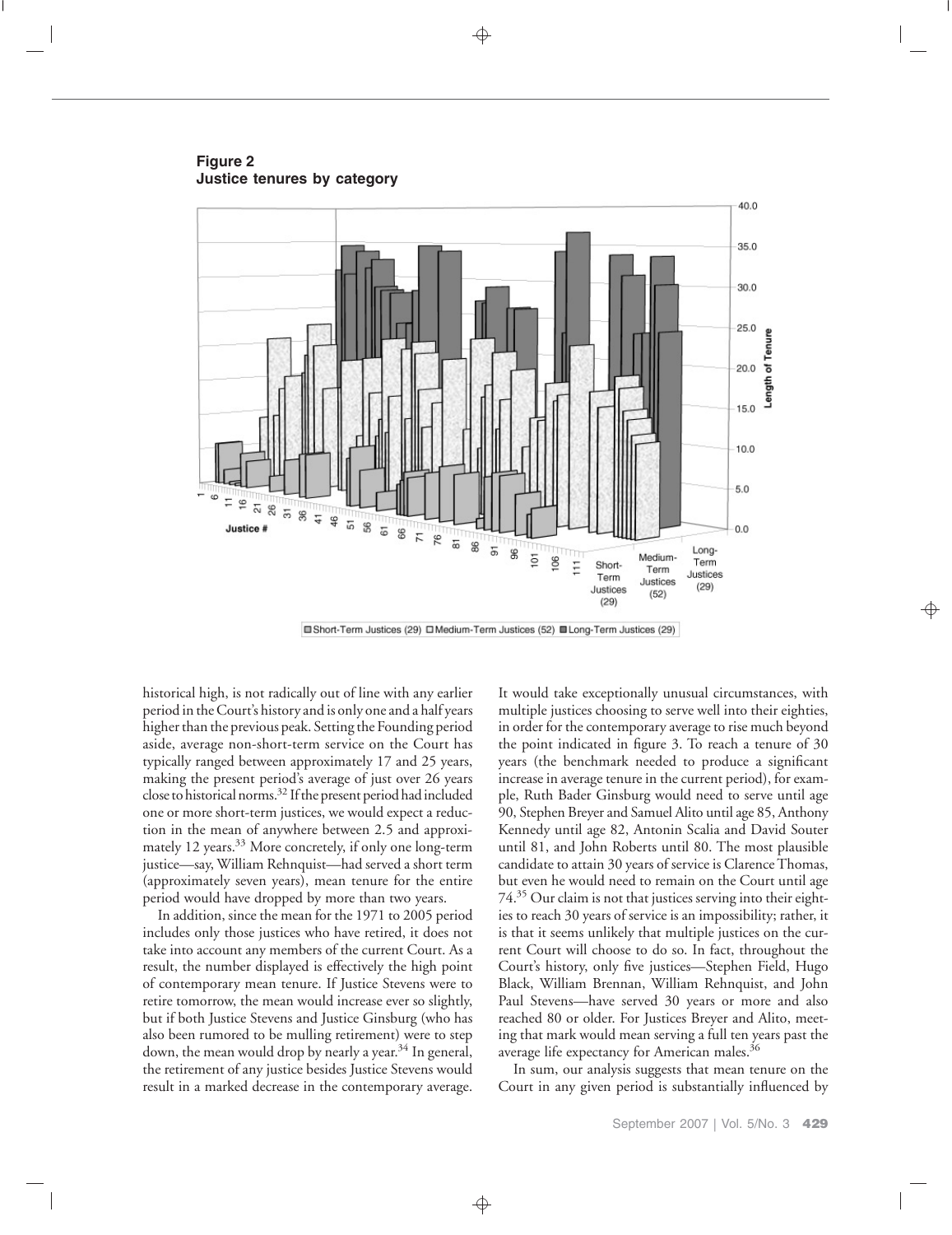**Figure 2**
**Justice tenures by category**

historical high, is not radically out of line with any earlier period in the Court's history and is only one and a half years higher than the previous peak. Setting the Founding period aside, average non-short-term service on the Court has typically ranged between approximately 17 and 25 years, making the present period's average of just over 26 years close to historical norms.[32] If the present period had included one or more short-term justices, we would expect a reduction in the mean of anywhere between 2.5 and approximately 12 years.[33] More concretely, if only one long-term justice—say, William Rehnquist—had served a short term (approximately seven years), mean tenure for the entire period would have dropped by more than two years.

In addition, since the mean for the 1971 to 2005 period includes only those justices who have retired, it does not take into account any members of the current Court. As a result, the number displayed is effectively the high point of contemporary mean tenure. If Justice Stevens were to retire tomorrow, the mean would increase ever so slightly, but if both Justice Stevens and Justice Ginsburg (who has also been rumored to be mulling retirement) were to step down, the mean would drop by nearly a year.[34] In general, the retirement of any justice besides Justice Stevens would result in a marked decrease in the contemporary average. It would take exceptionally unusual circumstances, with multiple justices choosing to serve well into their eighties, in order for the contemporary average to rise much beyond the point indicated in figure 3. To reach a tenure of 30 years (the benchmark needed to produce a significant increase in average tenure in the current period), for example, Ruth Bader Ginsburg would need to serve until age 90, Stephen Breyer and Samuel Alito until age 85, Anthony Kennedy until age 82, Antonin Scalia and David Souter until 81, and John Roberts until 80. The most plausible candidate to attain 30 years of service is Clarence Thomas, but even he would need to remain on the Court until age 74.[35] Our claim is not that justices serving into their eighties to reach 30 years of service is an impossibility; rather, it is that it seems unlikely that multiple justices on the current Court will choose to do so. In fact, throughout the Court's history, only five justices—Stephen Field, Hugo Black, William Brennan, William Rehnquist, and John Paul Stevens—have served 30 years or more and also reached 80 or older. For Justices Breyer and Alito, meeting that mark would mean serving a full ten years past the average life expectancy for American males.[36]

In sum, our analysis suggests that mean tenure on the Court in any given period is substantially influenced by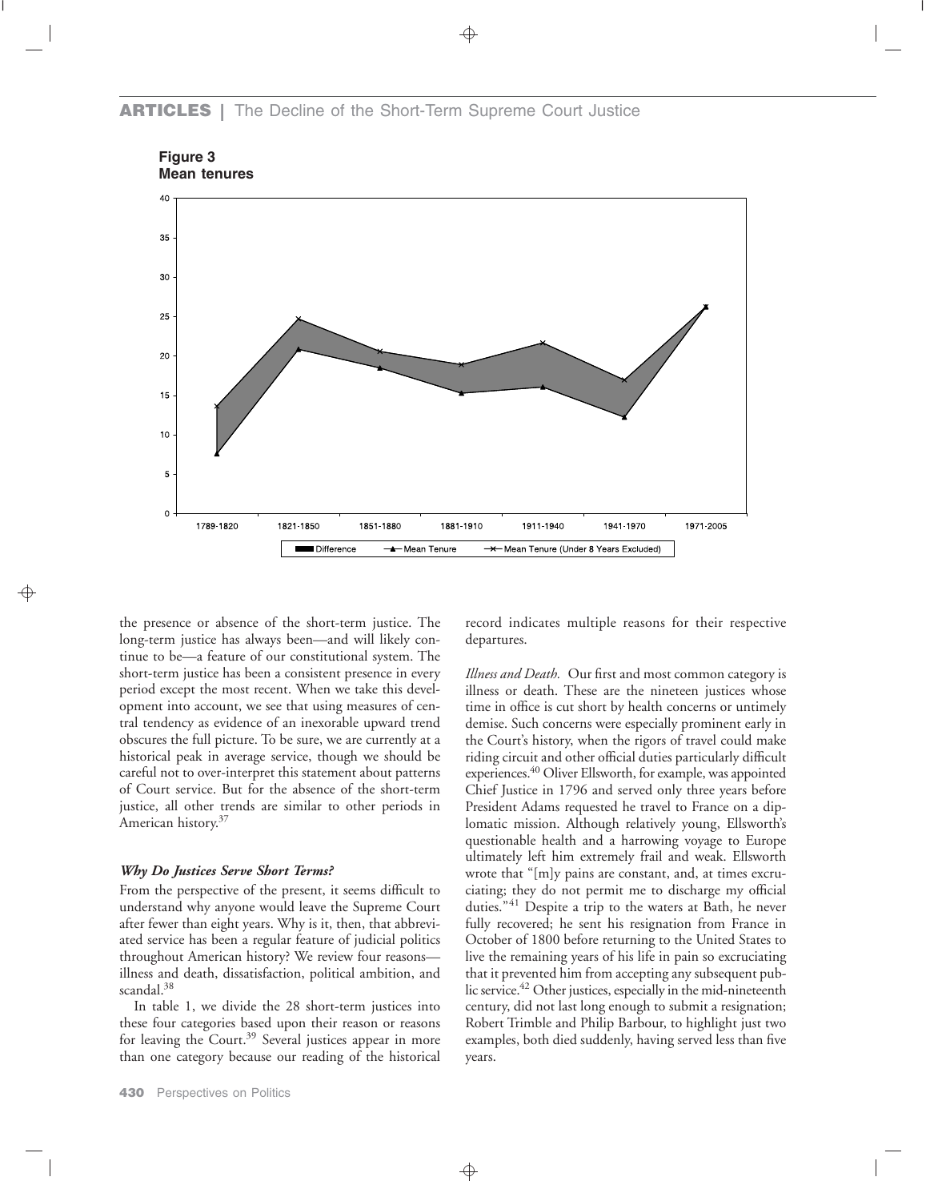**Figure 3**
**Mean tenures**

the presence or absence of the short-term justice. The long-term justice has always been—and will likely continue to be—a feature of our constitutional system. The short-term justice has been a consistent presence in every period except the most recent. When we take this development into account, we see that using measures of central tendency as evidence of an inexorable upward trend obscures the full picture. To be sure, we are currently at a historical peak in average service, though we should be careful not to over-interpret this statement about patterns of Court service. But for the absence of the short-term justice, all other trends are similar to other periods in American history.[37]

### *Why Do Justices Serve Short Terms?*

From the perspective of the present, it seems difficult to understand why anyone would leave the Supreme Court after fewer than eight years. Why is it, then, that abbreviated service has been a regular feature of judicial politics throughout American history? We review four reasons—illness and death, dissatisfaction, political ambition, and scandal.[38]

In table 1, we divide the 28 short-term justices into these four categories based upon their reason or reasons for leaving the Court.[39] Several justices appear in more than one category because our reading of the historical record indicates multiple reasons for their respective departures.

*Illness and Death.* Our first and most common category is illness or death. These are the nineteen justices whose time in office is cut short by health concerns or untimely demise. Such concerns were especially prominent early in the Court's history, when the rigors of travel could make riding circuit and other official duties particularly difficult experiences.[40] Oliver Ellsworth, for example, was appointed Chief Justice in 1796 and served only three years before President Adams requested he travel to France on a diplomatic mission. Although relatively young, Ellsworth's questionable health and a harrowing voyage to Europe ultimately left him extremely frail and weak. Ellsworth wrote that "[m]y pains are constant, and, at times excruciating; they do not permit me to discharge my official duties."[41] Despite a trip to the waters at Bath, he never fully recovered; he sent his resignation from France in October of 1800 before returning to the United States to live the remaining years of his life in pain so excruciating that it prevented him from accepting any subsequent public service.[42] Other justices, especially in the mid-nineteenth century, did not last long enough to submit a resignation; Robert Trimble and Philip Barbour, to highlight just two examples, both died suddenly, having served less than five years.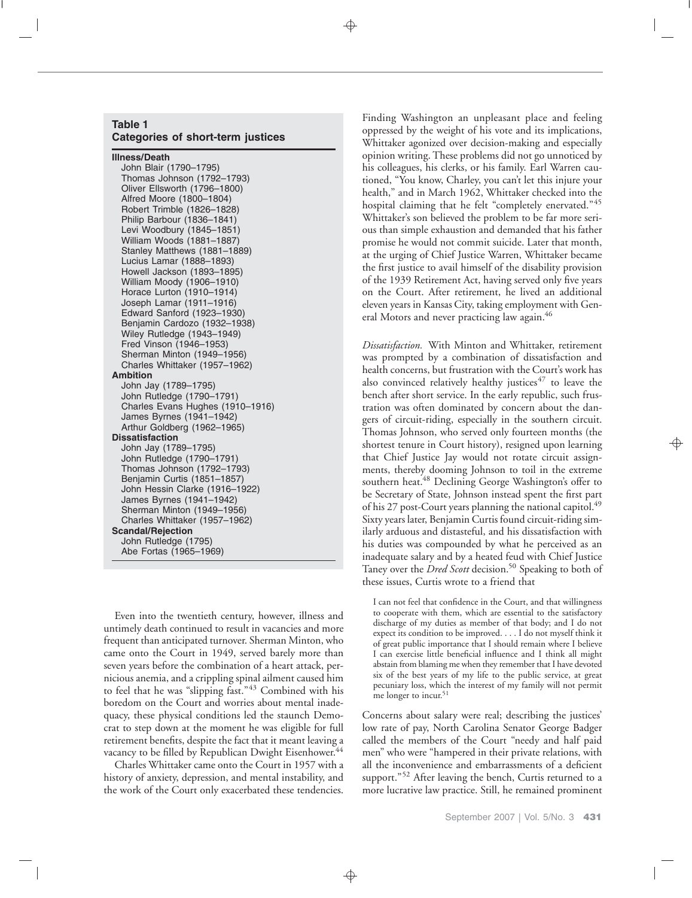**Table 1**
**Categories of short-term justices**

| |
|---|
| **Illness/Death** |
| John Blair (1790–1795) |
| Thomas Johnson (1792–1793) |
| Oliver Ellsworth (1796–1800) |
| Alfred Moore (1800–1804) |
| Robert Trimble (1826–1828) |
| Philip Barbour (1836–1841) |
| Levi Woodbury (1845–1851) |
| William Woods (1881–1887) |
| Stanley Matthews (1881–1889) |
| Lucius Lamar (1888–1893) |
| Howell Jackson (1893–1895) |
| William Moody (1906–1910) |
| Horace Lurton (1910–1914) |
| Joseph Lamar (1911–1916) |
| Edward Sanford (1923–1930) |
| Benjamin Cardozo (1932–1938) |
| Wiley Rutledge (1943–1949) |
| Fred Vinson (1946–1953) |
| Sherman Minton (1949–1956) |
| Charles Whittaker (1957–1962) |
| **Ambition** |
| John Jay (1789–1795) |
| John Rutledge (1790–1791) |
| Charles Evans Hughes (1910–1916) |
| James Byrnes (1941–1942) |
| Arthur Goldberg (1962–1965) |
| **Dissatisfaction** |
| John Jay (1789–1795) |
| John Rutledge (1790–1791) |
| Thomas Johnson (1792–1793) |
| Benjamin Curtis (1851–1857) |
| John Hessin Clarke (1916–1922) |
| James Byrnes (1941–1942) |
| Sherman Minton (1949–1956) |
| Charles Whittaker (1957–1962) |
| **Scandal/Rejection** |
| John Rutledge (1795) |
| Abe Fortas (1965–1969) |

Even into the twentieth century, however, illness and untimely death continued to result in vacancies and more frequent than anticipated turnover. Sherman Minton, who came onto the Court in 1949, served barely more than seven years before the combination of a heart attack, pernicious anemia, and a crippling spinal ailment caused him to feel that he was "slipping fast."[43] Combined with his boredom on the Court and worries about mental inadequacy, these physical conditions led the staunch Democrat to step down at the moment he was eligible for full retirement benefits, despite the fact that it meant leaving a vacancy to be filled by Republican Dwight Eisenhower.[44]

Charles Whittaker came onto the Court in 1957 with a history of anxiety, depression, and mental instability, and the work of the Court only exacerbated these tendencies. Finding Washington an unpleasant place and feeling oppressed by the weight of his vote and its implications, Whittaker agonized over decision-making and especially opinion writing. These problems did not go unnoticed by his colleagues, his clerks, or his family. Earl Warren cautioned, "You know, Charley, you can't let this injure your health," and in March 1962, Whittaker checked into the hospital claiming that he felt "completely enervated."[45] Whittaker's son believed the problem to be far more serious than simple exhaustion and demanded that his father promise he would not commit suicide. Later that month, at the urging of Chief Justice Warren, Whittaker became the first justice to avail himself of the disability provision of the 1939 Retirement Act, having served only five years on the Court. After retirement, he lived an additional eleven years in Kansas City, taking employment with General Motors and never practicing law again.[46]

*Dissatisfaction.* With Minton and Whittaker, retirement was prompted by a combination of dissatisfaction and health concerns, but frustration with the Court's work has also convinced relatively healthy justices[47] to leave the bench after short service. In the early republic, such frustration was often dominated by concern about the dangers of circuit-riding, especially in the southern circuit. Thomas Johnson, who served only fourteen months (the shortest tenure in Court history), resigned upon learning that Chief Justice Jay would not rotate circuit assignments, thereby dooming Johnson to toil in the extreme southern heat.[48] Declining George Washington's offer to be Secretary of State, Johnson instead spent the first part of his 27 post-Court years planning the national capitol.[49] Sixty years later, Benjamin Curtis found circuit-riding similarly arduous and distasteful, and his dissatisfaction with his duties was compounded by what he perceived as an inadequate salary and by a heated feud with Chief Justice Taney over the *Dred Scott* decision.[50] Speaking to both of these issues, Curtis wrote to a friend that

> I can not feel that confidence in the Court, and that willingness to cooperate with them, which are essential to the satisfactory discharge of my duties as member of that body; and I do not expect its condition to be improved. . . . I do not myself think it of great public importance that I should remain where I believe I can exercise little beneficial influence and I think all might abstain from blaming me when they remember that I have devoted six of the best years of my life to the public service, at great pecuniary loss, which the interest of my family will not permit me longer to incur.[51]

Concerns about salary were real; describing the justices' low rate of pay, North Carolina Senator George Badger called the members of the Court "needy and half paid men" who were "hampered in their private relations, with all the inconvenience and embarrassments of a deficient support."[52] After leaving the bench, Curtis returned to a more lucrative law practice. Still, he remained prominent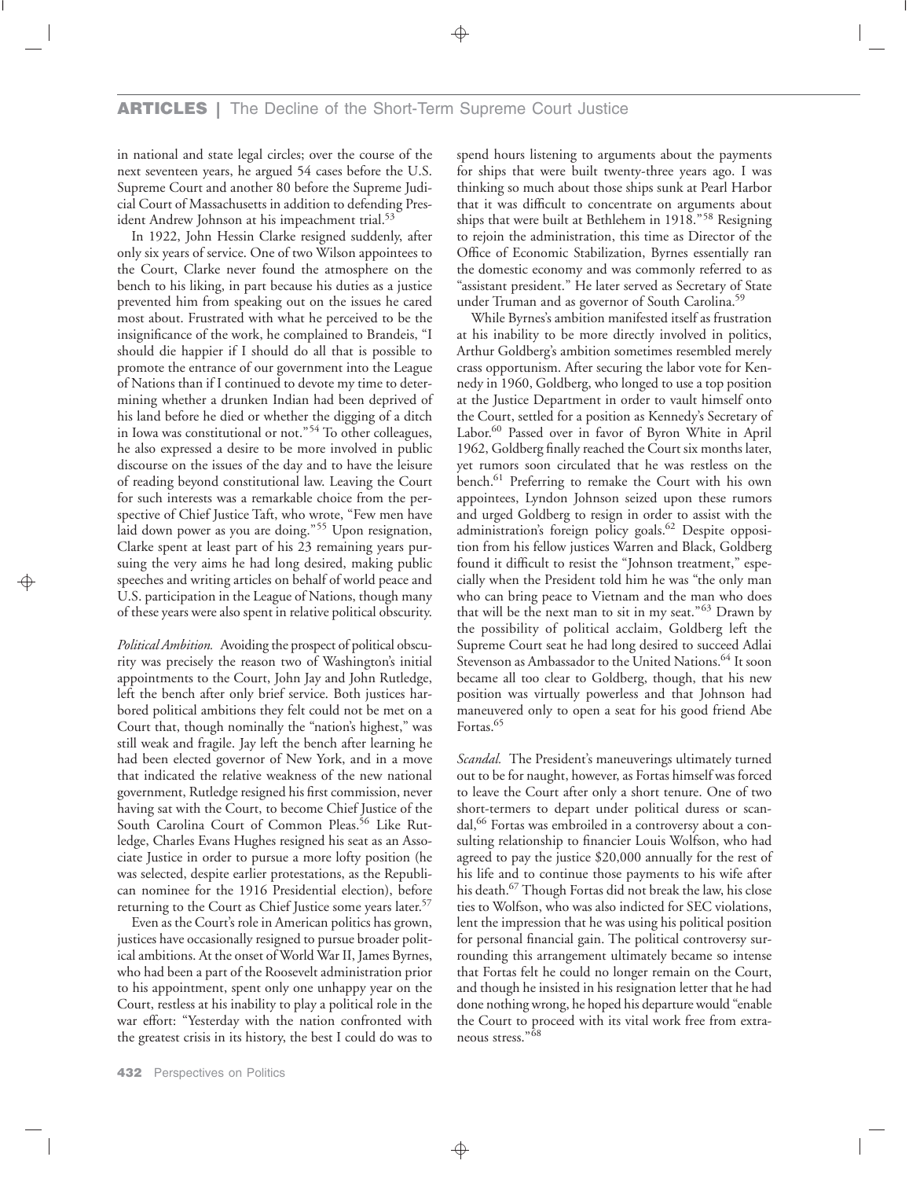in national and state legal circles; over the course of the next seventeen years, he argued 54 cases before the U.S. Supreme Court and another 80 before the Supreme Judicial Court of Massachusetts in addition to defending President Andrew Johnson at his impeachment trial.[53]

In 1922, John Hessin Clarke resigned suddenly, after only six years of service. One of two Wilson appointees to the Court, Clarke never found the atmosphere on the bench to his liking, in part because his duties as a justice prevented him from speaking out on the issues he cared most about. Frustrated with what he perceived to be the insignificance of the work, he complained to Brandeis, "I should die happier if I should do all that is possible to promote the entrance of our government into the League of Nations than if I continued to devote my time to determining whether a drunken Indian had been deprived of his land before he died or whether the digging of a ditch in Iowa was constitutional or not."[54] To other colleagues, he also expressed a desire to be more involved in public discourse on the issues of the day and to have the leisure of reading beyond constitutional law. Leaving the Court for such interests was a remarkable choice from the perspective of Chief Justice Taft, who wrote, "Few men have laid down power as you are doing."[55] Upon resignation, Clarke spent at least part of his 23 remaining years pursuing the very aims he had long desired, making public speeches and writing articles on behalf of world peace and U.S. participation in the League of Nations, though many of these years were also spent in relative political obscurity.

*Political Ambition.* Avoiding the prospect of political obscurity was precisely the reason two of Washington's initial appointments to the Court, John Jay and John Rutledge, left the bench after only brief service. Both justices harbored political ambitions they felt could not be met on a Court that, though nominally the "nation's highest," was still weak and fragile. Jay left the bench after learning he had been elected governor of New York, and in a move that indicated the relative weakness of the new national government, Rutledge resigned his first commission, never having sat with the Court, to become Chief Justice of the South Carolina Court of Common Pleas.[56] Like Rutledge, Charles Evans Hughes resigned his seat as an Associate Justice in order to pursue a more lofty position (he was selected, despite earlier protestations, as the Republican nominee for the 1916 Presidential election), before returning to the Court as Chief Justice some years later.[57]

Even as the Court's role in American politics has grown, justices have occasionally resigned to pursue broader political ambitions. At the onset of World War II, James Byrnes, who had been a part of the Roosevelt administration prior to his appointment, spent only one unhappy year on the Court, restless at his inability to play a political role in the war effort: "Yesterday with the nation confronted with the greatest crisis in its history, the best I could do was to spend hours listening to arguments about the payments for ships that were built twenty-three years ago. I was thinking so much about those ships sunk at Pearl Harbor that it was difficult to concentrate on arguments about ships that were built at Bethlehem in 1918."[58] Resigning to rejoin the administration, this time as Director of the Office of Economic Stabilization, Byrnes essentially ran the domestic economy and was commonly referred to as "assistant president." He later served as Secretary of State under Truman and as governor of South Carolina.[59]

While Byrnes's ambition manifested itself as frustration at his inability to be more directly involved in politics, Arthur Goldberg's ambition sometimes resembled merely crass opportunism. After securing the labor vote for Kennedy in 1960, Goldberg, who longed to use a top position at the Justice Department in order to vault himself onto the Court, settled for a position as Kennedy's Secretary of Labor.[60] Passed over in favor of Byron White in April 1962, Goldberg finally reached the Court six months later, yet rumors soon circulated that he was restless on the bench.[61] Preferring to remake the Court with his own appointees, Lyndon Johnson seized upon these rumors and urged Goldberg to resign in order to assist with the administration's foreign policy goals.[62] Despite opposition from his fellow justices Warren and Black, Goldberg found it difficult to resist the "Johnson treatment," especially when the President told him he was "the only man who can bring peace to Vietnam and the man who does that will be the next man to sit in my seat."[63] Drawn by the possibility of political acclaim, Goldberg left the Supreme Court seat he had long desired to succeed Adlai Stevenson as Ambassador to the United Nations.[64] It soon became all too clear to Goldberg, though, that his new position was virtually powerless and that Johnson had maneuvered only to open a seat for his good friend Abe Fortas.[65]

*Scandal.* The President's maneuverings ultimately turned out to be for naught, however, as Fortas himself was forced to leave the Court after only a short tenure. One of two short-termers to depart under political duress or scandal,[66] Fortas was embroiled in a controversy about a consulting relationship to financier Louis Wolfson, who had agreed to pay the justice $20,000 annually for the rest of his life and to continue those payments to his wife after his death.[67] Though Fortas did not break the law, his close ties to Wolfson, who was also indicted for SEC violations, lent the impression that he was using his political position for personal financial gain. The political controversy surrounding this arrangement ultimately became so intense that Fortas felt he could no longer remain on the Court, and though he insisted in his resignation letter that he had done nothing wrong, he hoped his departure would "enable the Court to proceed with its vital work free from extraneous stress."[68]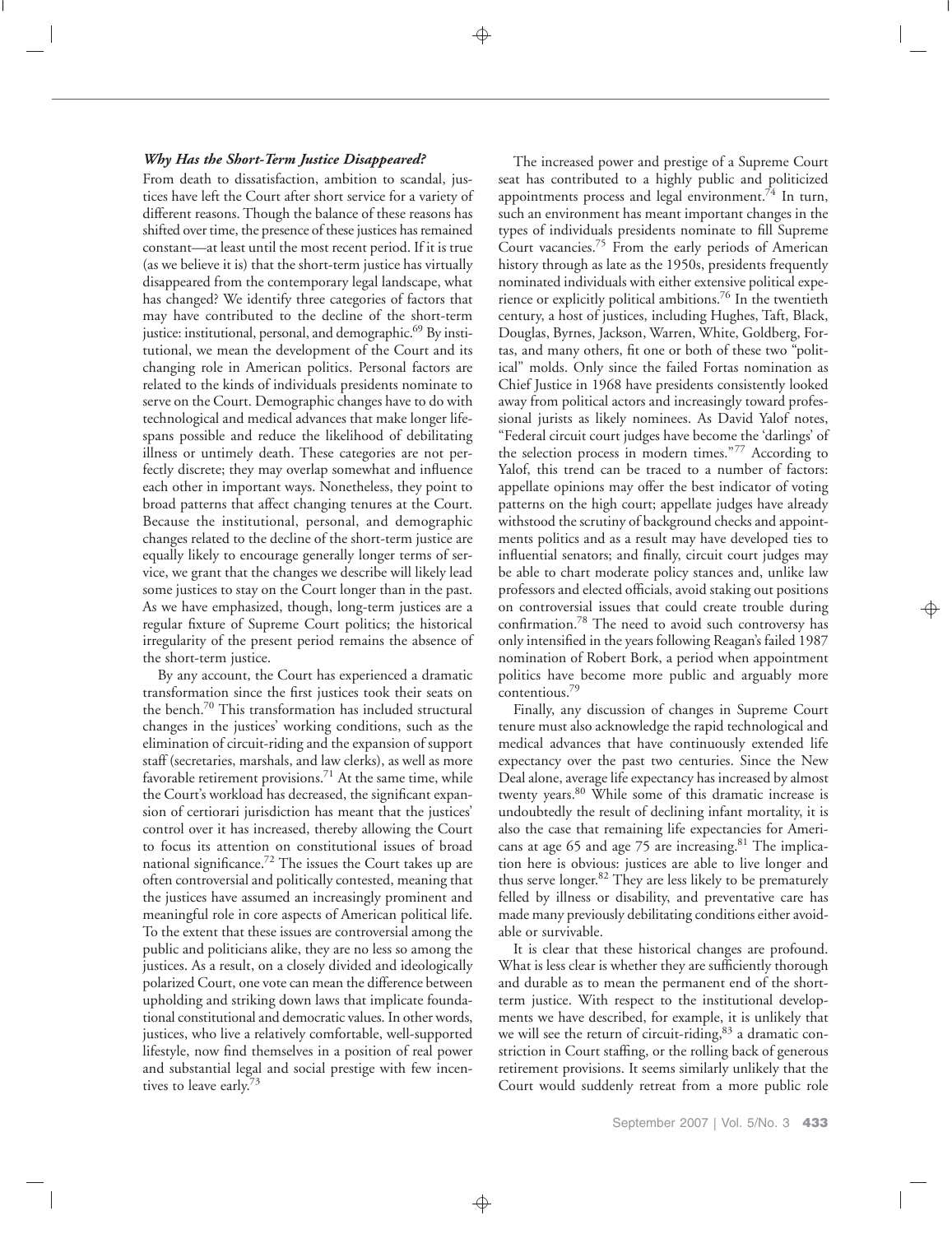### *Why Has the Short-Term Justice Disappeared?*

From death to dissatisfaction, ambition to scandal, justices have left the Court after short service for a variety of different reasons. Though the balance of these reasons has shifted over time, the presence of these justices has remained constant—at least until the most recent period. If it is true (as we believe it is) that the short-term justice has virtually disappeared from the contemporary legal landscape, what has changed? We identify three categories of factors that may have contributed to the decline of the short-term justice: institutional, personal, and demographic.[69] By institutional, we mean the development of the Court and its changing role in American politics. Personal factors are related to the kinds of individuals presidents nominate to serve on the Court. Demographic changes have to do with technological and medical advances that make longer lifespans possible and reduce the likelihood of debilitating illness or untimely death. These categories are not perfectly discrete; they may overlap somewhat and influence each other in important ways. Nonetheless, they point to broad patterns that affect changing tenures at the Court. Because the institutional, personal, and demographic changes related to the decline of the short-term justice are equally likely to encourage generally longer terms of service, we grant that the changes we describe will likely lead some justices to stay on the Court longer than in the past. As we have emphasized, though, long-term justices are a regular fixture of Supreme Court politics; the historical irregularity of the present period remains the absence of the short-term justice.

By any account, the Court has experienced a dramatic transformation since the first justices took their seats on the bench.[70] This transformation has included structural changes in the justices' working conditions, such as the elimination of circuit-riding and the expansion of support staff (secretaries, marshals, and law clerks), as well as more favorable retirement provisions.[71] At the same time, while the Court's workload has decreased, the significant expansion of certiorari jurisdiction has meant that the justices' control over it has increased, thereby allowing the Court to focus its attention on constitutional issues of broad national significance.[72] The issues the Court takes up are often controversial and politically contested, meaning that the justices have assumed an increasingly prominent and meaningful role in core aspects of American political life. To the extent that these issues are controversial among the public and politicians alike, they are no less so among the justices. As a result, on a closely divided and ideologically polarized Court, one vote can mean the difference between upholding and striking down laws that implicate foundational constitutional and democratic values. In other words, justices, who live a relatively comfortable, well-supported lifestyle, now find themselves in a position of real power and substantial legal and social prestige with few incentives to leave early.[73]

The increased power and prestige of a Supreme Court seat has contributed to a highly public and politicized appointments process and legal environment.[74] In turn, such an environment has meant important changes in the types of individuals presidents nominate to fill Supreme Court vacancies.[75] From the early periods of American history through as late as the 1950s, presidents frequently nominated individuals with either extensive political experience or explicitly political ambitions.[76] In the twentieth century, a host of justices, including Hughes, Taft, Black, Douglas, Byrnes, Jackson, Warren, White, Goldberg, Fortas, and many others, fit one or both of these two "political" molds. Only since the failed Fortas nomination as Chief Justice in 1968 have presidents consistently looked away from political actors and increasingly toward professional jurists as likely nominees. As David Yalof notes, "Federal circuit court judges have become the 'darlings' of the selection process in modern times."[77] According to Yalof, this trend can be traced to a number of factors: appellate opinions may offer the best indicator of voting patterns on the high court; appellate judges have already withstood the scrutiny of background checks and appointments politics and as a result may have developed ties to influential senators; and finally, circuit court judges may be able to chart moderate policy stances and, unlike law professors and elected officials, avoid staking out positions on controversial issues that could create trouble during confirmation.[78] The need to avoid such controversy has only intensified in the years following Reagan's failed 1987 nomination of Robert Bork, a period when appointment politics have become more public and arguably more contentious.[79]

Finally, any discussion of changes in Supreme Court tenure must also acknowledge the rapid technological and medical advances that have continuously extended life expectancy over the past two centuries. Since the New Deal alone, average life expectancy has increased by almost twenty years.[80] While some of this dramatic increase is undoubtedly the result of declining infant mortality, it is also the case that remaining life expectancies for Americans at age 65 and age 75 are increasing.[81] The implication here is obvious: justices are able to live longer and thus serve longer.[82] They are less likely to be prematurely felled by illness or disability, and preventative care has made many previously debilitating conditions either avoidable or survivable.

It is clear that these historical changes are profound. What is less clear is whether they are sufficiently thorough and durable as to mean the permanent end of the short-term justice. With respect to the institutional developments we have described, for example, it is unlikely that we will see the return of circuit-riding,[83] a dramatic constriction in Court staffing, or the rolling back of generous retirement provisions. It seems similarly unlikely that the Court would suddenly retreat from a more public role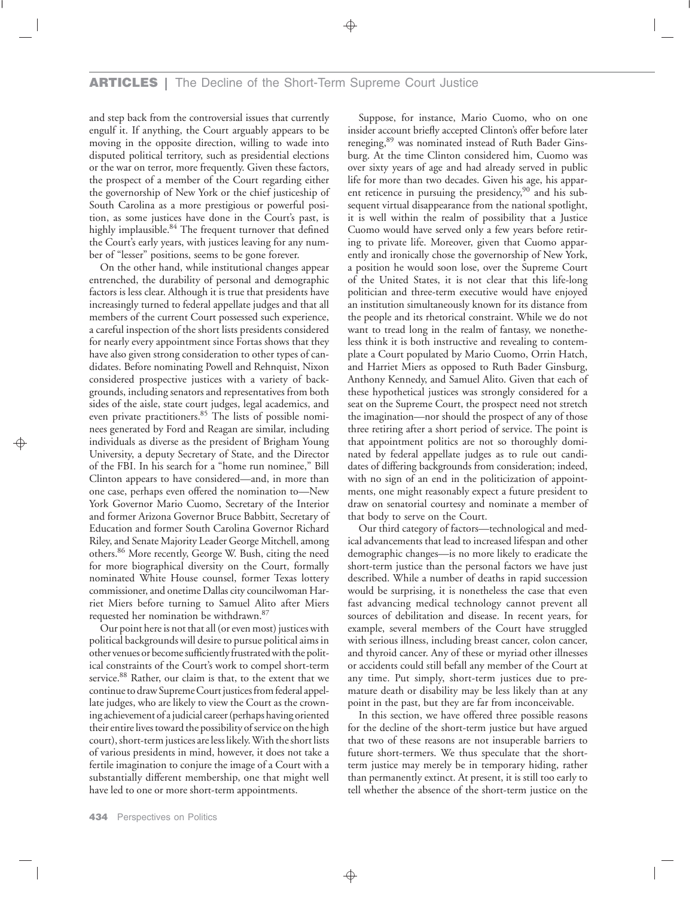and step back from the controversial issues that currently engulf it. If anything, the Court arguably appears to be moving in the opposite direction, willing to wade into disputed political territory, such as presidential elections or the war on terror, more frequently. Given these factors, the prospect of a member of the Court regarding either the governorship of New York or the chief justiceship of South Carolina as a more prestigious or powerful position, as some justices have done in the Court's past, is highly implausible.[84] The frequent turnover that defined the Court's early years, with justices leaving for any number of "lesser" positions, seems to be gone forever.

On the other hand, while institutional changes appear entrenched, the durability of personal and demographic factors is less clear. Although it is true that presidents have increasingly turned to federal appellate judges and that all members of the current Court possessed such experience, a careful inspection of the short lists presidents considered for nearly every appointment since Fortas shows that they have also given strong consideration to other types of candidates. Before nominating Powell and Rehnquist, Nixon considered prospective justices with a variety of backgrounds, including senators and representatives from both sides of the aisle, state court judges, legal academics, and even private practitioners.[85] The lists of possible nominees generated by Ford and Reagan are similar, including individuals as diverse as the president of Brigham Young University, a deputy Secretary of State, and the Director of the FBI. In his search for a "home run nominee," Bill Clinton appears to have considered—and, in more than one case, perhaps even offered the nomination to—New York Governor Mario Cuomo, Secretary of the Interior and former Arizona Governor Bruce Babbitt, Secretary of Education and former South Carolina Governor Richard Riley, and Senate Majority Leader George Mitchell, among others.[86] More recently, George W. Bush, citing the need for more biographical diversity on the Court, formally nominated White House counsel, former Texas lottery commissioner, and onetime Dallas city councilwoman Harriet Miers before turning to Samuel Alito after Miers requested her nomination be withdrawn.[87]

Our point here is not that all (or even most) justices with political backgrounds will desire to pursue political aims in other venues or become sufficiently frustrated with the political constraints of the Court's work to compel short-term service.[88] Rather, our claim is that, to the extent that we continue to draw Supreme Court justices from federal appellate judges, who are likely to view the Court as the crowning achievement of a judicial career (perhaps having oriented their entire lives toward the possibility of service on the high court), short-term justices are less likely. With the short lists of various presidents in mind, however, it does not take a fertile imagination to conjure the image of a Court with a substantially different membership, one that might well have led to one or more short-term appointments.

Suppose, for instance, Mario Cuomo, who on one insider account briefly accepted Clinton's offer before later reneging,[89] was nominated instead of Ruth Bader Ginsburg. At the time Clinton considered him, Cuomo was over sixty years of age and had already served in public life for more than two decades. Given his age, his apparent reticence in pursuing the presidency,[90] and his subsequent virtual disappearance from the national spotlight, it is well within the realm of possibility that a Justice Cuomo would have served only a few years before retiring to private life. Moreover, given that Cuomo apparently and ironically chose the governorship of New York, a position he would soon lose, over the Supreme Court of the United States, it is not clear that this life-long politician and three-term executive would have enjoyed an institution simultaneously known for its distance from the people and its rhetorical constraint. While we do not want to tread long in the realm of fantasy, we nonetheless think it is both instructive and revealing to contemplate a Court populated by Mario Cuomo, Orrin Hatch, and Harriet Miers as opposed to Ruth Bader Ginsburg, Anthony Kennedy, and Samuel Alito. Given that each of these hypothetical justices was strongly considered for a seat on the Supreme Court, the prospect need not stretch the imagination—nor should the prospect of any of those three retiring after a short period of service. The point is that appointment politics are not so thoroughly dominated by federal appellate judges as to rule out candidates of differing backgrounds from consideration; indeed, with no sign of an end in the politicization of appointments, one might reasonably expect a future president to draw on senatorial courtesy and nominate a member of that body to serve on the Court.

Our third category of factors—technological and medical advancements that lead to increased lifespan and other demographic changes—is no more likely to eradicate the short-term justice than the personal factors we have just described. While a number of deaths in rapid succession would be surprising, it is nonetheless the case that even fast advancing medical technology cannot prevent all sources of debilitation and disease. In recent years, for example, several members of the Court have struggled with serious illness, including breast cancer, colon cancer, and thyroid cancer. Any of these or myriad other illnesses or accidents could still befall any member of the Court at any time. Put simply, short-term justices due to premature death or disability may be less likely than at any point in the past, but they are far from inconceivable.

In this section, we have offered three possible reasons for the decline of the short-term justice but have argued that two of these reasons are not insuperable barriers to future short-termers. We thus speculate that the short-term justice may merely be in temporary hiding, rather than permanently extinct. At present, it is still too early to tell whether the absence of the short-term justice on the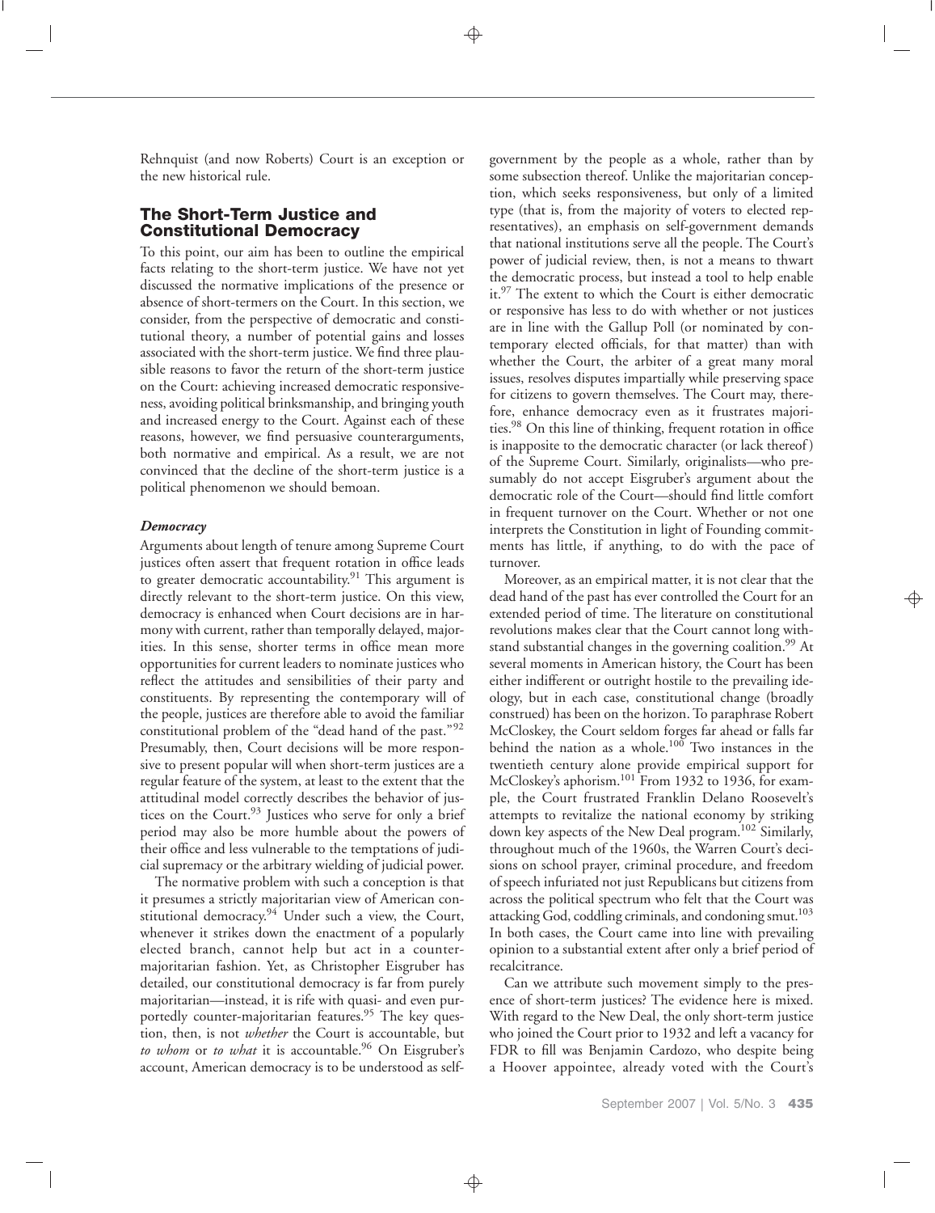Rehnquist (and now Roberts) Court is an exception or the new historical rule.

## The Short-Term Justice and Constitutional Democracy

To this point, our aim has been to outline the empirical facts relating to the short-term justice. We have not yet discussed the normative implications of the presence or absence of short-termers on the Court. In this section, we consider, from the perspective of democratic and constitutional theory, a number of potential gains and losses associated with the short-term justice. We find three plausible reasons to favor the return of the short-term justice on the Court: achieving increased democratic responsiveness, avoiding political brinksmanship, and bringing youth and increased energy to the Court. Against each of these reasons, however, we find persuasive counterarguments, both normative and empirical. As a result, we are not convinced that the decline of the short-term justice is a political phenomenon we should bemoan.

### *Democracy*

Arguments about length of tenure among Supreme Court justices often assert that frequent rotation in office leads to greater democratic accountability.[91] This argument is directly relevant to the short-term justice. On this view, democracy is enhanced when Court decisions are in harmony with current, rather than temporally delayed, majorities. In this sense, shorter terms in office mean more opportunities for current leaders to nominate justices who reflect the attitudes and sensibilities of their party and constituents. By representing the contemporary will of the people, justices are therefore able to avoid the familiar constitutional problem of the "dead hand of the past."[92] Presumably, then, Court decisions will be more responsive to present popular will when short-term justices are a regular feature of the system, at least to the extent that the attitudinal model correctly describes the behavior of justices on the Court.[93] Justices who serve for only a brief period may also be more humble about the powers of their office and less vulnerable to the temptations of judicial supremacy or the arbitrary wielding of judicial power.

The normative problem with such a conception is that it presumes a strictly majoritarian view of American constitutional democracy.[94] Under such a view, the Court, whenever it strikes down the enactment of a popularly elected branch, cannot help but act in a counter-majoritarian fashion. Yet, as Christopher Eisgruber has detailed, our constitutional democracy is far from purely majoritarian—instead, it is rife with quasi- and even purportedly counter-majoritarian features.[95] The key question, then, is not *whether* the Court is accountable, but *to whom* or *to what* it is accountable.[96] On Eisgruber's account, American democracy is to be understood as self-government by the people as a whole, rather than by some subsection thereof. Unlike the majoritarian conception, which seeks responsiveness, but only of a limited type (that is, from the majority of voters to elected representatives), an emphasis on self-government demands that national institutions serve all the people. The Court's power of judicial review, then, is not a means to thwart the democratic process, but instead a tool to help enable it.[97] The extent to which the Court is either democratic or responsive has less to do with whether or not justices are in line with the Gallup Poll (or nominated by contemporary elected officials, for that matter) than with whether the Court, the arbiter of a great many moral issues, resolves disputes impartially while preserving space for citizens to govern themselves. The Court may, therefore, enhance democracy even as it frustrates majorities.[98] On this line of thinking, frequent rotation in office is inapposite to the democratic character (or lack thereof) of the Supreme Court. Similarly, originalists—who presumably do not accept Eisgruber's argument about the democratic role of the Court—should find little comfort in frequent turnover on the Court. Whether or not one interprets the Constitution in light of Founding commitments has little, if anything, to do with the pace of turnover.

Moreover, as an empirical matter, it is not clear that the dead hand of the past has ever controlled the Court for an extended period of time. The literature on constitutional revolutions makes clear that the Court cannot long withstand substantial changes in the governing coalition.[99] At several moments in American history, the Court has been either indifferent or outright hostile to the prevailing ideology, but in each case, constitutional change (broadly construed) has been on the horizon. To paraphrase Robert McCloskey, the Court seldom forges far ahead or falls far behind the nation as a whole.[100] Two instances in the twentieth century alone provide empirical support for McCloskey's aphorism.[101] From 1932 to 1936, for example, the Court frustrated Franklin Delano Roosevelt's attempts to revitalize the national economy by striking down key aspects of the New Deal program.[102] Similarly, throughout much of the 1960s, the Warren Court's decisions on school prayer, criminal procedure, and freedom of speech infuriated not just Republicans but citizens from across the political spectrum who felt that the Court was attacking God, coddling criminals, and condoning smut.[103] In both cases, the Court came into line with prevailing opinion to a substantial extent after only a brief period of recalcitrance.

Can we attribute such movement simply to the presence of short-term justices? The evidence here is mixed. With regard to the New Deal, the only short-term justice who joined the Court prior to 1932 and left a vacancy for FDR to fill was Benjamin Cardozo, who despite being a Hoover appointee, already voted with the Court's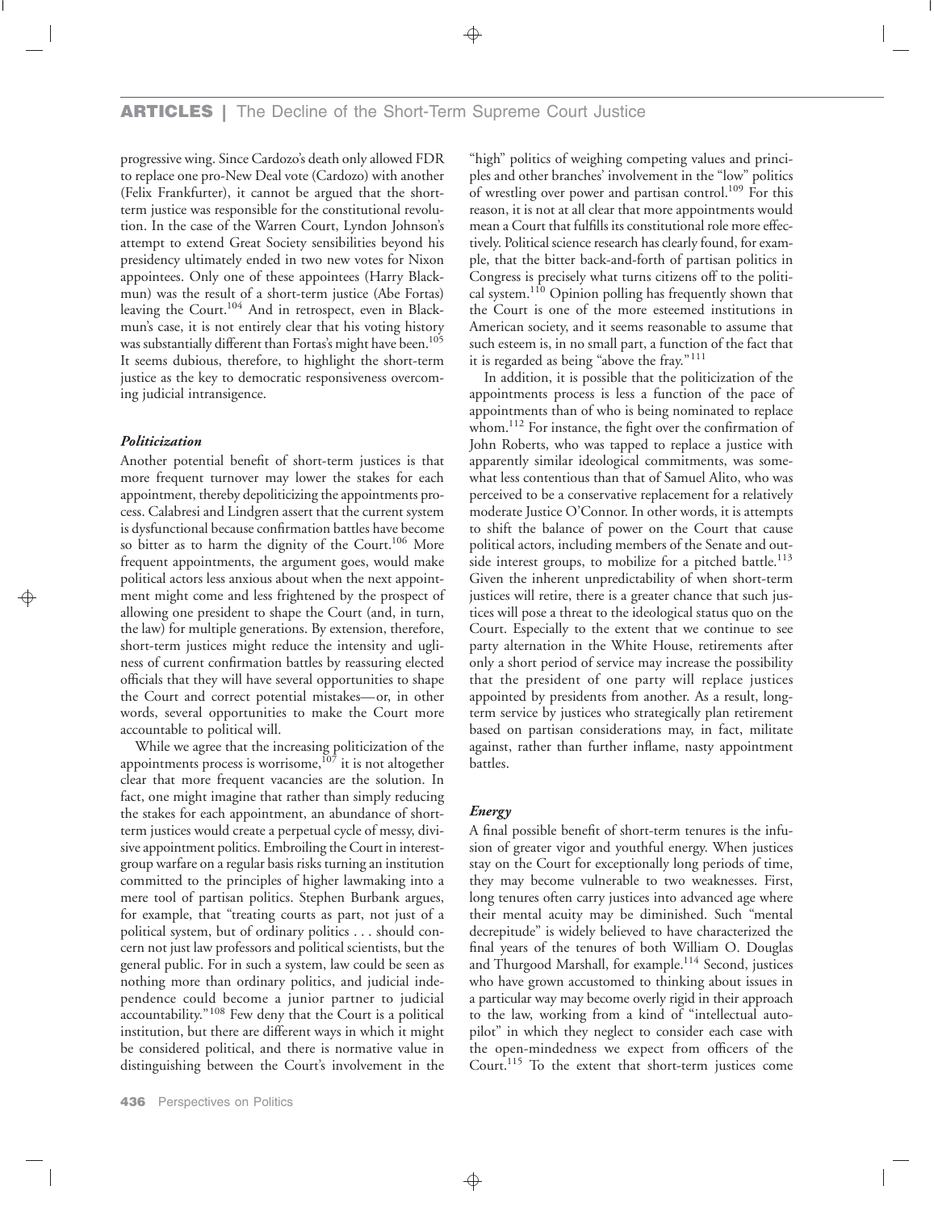progressive wing. Since Cardozo's death only allowed FDR to replace one pro-New Deal vote (Cardozo) with another (Felix Frankfurter), it cannot be argued that the short-term justice was responsible for the constitutional revolution. In the case of the Warren Court, Lyndon Johnson's attempt to extend Great Society sensibilities beyond his presidency ultimately ended in two new votes for Nixon appointees. Only one of these appointees (Harry Blackmun) was the result of a short-term justice (Abe Fortas) leaving the Court.[104] And in retrospect, even in Blackmun's case, it is not entirely clear that his voting history was substantially different than Fortas's might have been.[105] It seems dubious, therefore, to highlight the short-term justice as the key to democratic responsiveness overcoming judicial intransigence.

### *Politicization*

Another potential benefit of short-term justices is that more frequent turnover may lower the stakes for each appointment, thereby depoliticizing the appointments process. Calabresi and Lindgren assert that the current system is dysfunctional because confirmation battles have become so bitter as to harm the dignity of the Court.[106] More frequent appointments, the argument goes, would make political actors less anxious about when the next appointment might come and less frightened by the prospect of allowing one president to shape the Court (and, in turn, the law) for multiple generations. By extension, therefore, short-term justices might reduce the intensity and ugliness of current confirmation battles by reassuring elected officials that they will have several opportunities to shape the Court and correct potential mistakes—or, in other words, several opportunities to make the Court more accountable to political will.

While we agree that the increasing politicization of the appointments process is worrisome,[107] it is not altogether clear that more frequent vacancies are the solution. In fact, one might imagine that rather than simply reducing the stakes for each appointment, an abundance of short-term justices would create a perpetual cycle of messy, divisive appointment politics. Embroiling the Court in interest-group warfare on a regular basis risks turning an institution committed to the principles of higher lawmaking into a mere tool of partisan politics. Stephen Burbank argues, for example, that "treating courts as part, not just of a political system, but of ordinary politics . . . should concern not just law professors and political scientists, but the general public. For in such a system, law could be seen as nothing more than ordinary politics, and judicial independence could become a junior partner to judicial accountability."[108] Few deny that the Court is a political institution, but there are different ways in which it might be considered political, and there is normative value in distinguishing between the Court's involvement in the "high" politics of weighing competing values and principles and other branches' involvement in the "low" politics of wrestling over power and partisan control.[109] For this reason, it is not at all clear that more appointments would mean a Court that fulfills its constitutional role more effectively. Political science research has clearly found, for example, that the bitter back-and-forth of partisan politics in Congress is precisely what turns citizens off to the political system.[110] Opinion polling has frequently shown that the Court is one of the more esteemed institutions in American society, and it seems reasonable to assume that such esteem is, in no small part, a function of the fact that it is regarded as being "above the fray."[111]

In addition, it is possible that the politicization of the appointments process is less a function of the pace of appointments than of who is being nominated to replace whom.[112] For instance, the fight over the confirmation of John Roberts, who was tapped to replace a justice with apparently similar ideological commitments, was somewhat less contentious than that of Samuel Alito, who was perceived to be a conservative replacement for a relatively moderate Justice O'Connor. In other words, it is attempts to shift the balance of power on the Court that cause political actors, including members of the Senate and outside interest groups, to mobilize for a pitched battle.[113] Given the inherent unpredictability of when short-term justices will retire, there is a greater chance that such justices will pose a threat to the ideological status quo on the Court. Especially to the extent that we continue to see party alternation in the White House, retirements after only a short period of service may increase the possibility that the president of one party will replace justices appointed by presidents from another. As a result, long-term service by justices who strategically plan retirement based on partisan considerations may, in fact, militate against, rather than further inflame, nasty appointment battles.

### *Energy*

A final possible benefit of short-term tenures is the infusion of greater vigor and youthful energy. When justices stay on the Court for exceptionally long periods of time, they may become vulnerable to two weaknesses. First, long tenures often carry justices into advanced age where their mental acuity may be diminished. Such "mental decrepitude" is widely believed to have characterized the final years of the tenures of both William O. Douglas and Thurgood Marshall, for example.[114] Second, justices who have grown accustomed to thinking about issues in a particular way may become overly rigid in their approach to the law, working from a kind of "intellectual auto-pilot" in which they neglect to consider each case with the open-mindedness we expect from officers of the Court.[115] To the extent that short-term justices come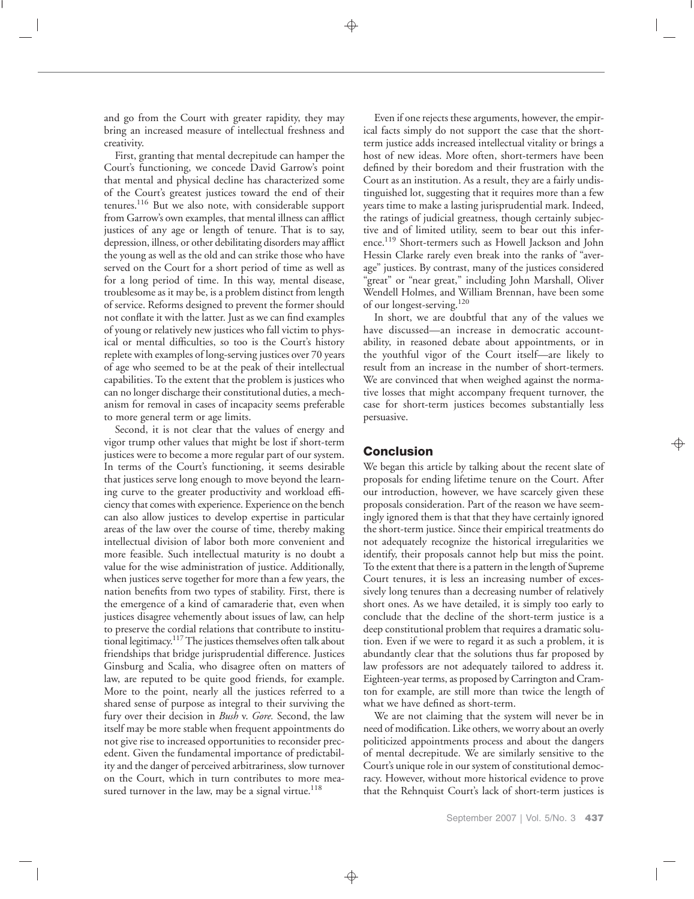and go from the Court with greater rapidity, they may bring an increased measure of intellectual freshness and creativity.

First, granting that mental decrepitude can hamper the Court's functioning, we concede David Garrow's point that mental and physical decline has characterized some of the Court's greatest justices toward the end of their tenures.[116] But we also note, with considerable support from Garrow's own examples, that mental illness can afflict justices of any age or length of tenure. That is to say, depression, illness, or other debilitating disorders may afflict the young as well as the old and can strike those who have served on the Court for a short period of time as well as for a long period of time. In this way, mental disease, troublesome as it may be, is a problem distinct from length of service. Reforms designed to prevent the former should not conflate it with the latter. Just as we can find examples of young or relatively new justices who fall victim to physical or mental difficulties, so too is the Court's history replete with examples of long-serving justices over 70 years of age who seemed to be at the peak of their intellectual capabilities. To the extent that the problem is justices who can no longer discharge their constitutional duties, a mechanism for removal in cases of incapacity seems preferable to more general term or age limits.

Second, it is not clear that the values of energy and vigor trump other values that might be lost if short-term justices were to become a more regular part of our system. In terms of the Court's functioning, it seems desirable that justices serve long enough to move beyond the learning curve to the greater productivity and workload efficiency that comes with experience. Experience on the bench can also allow justices to develop expertise in particular areas of the law over the course of time, thereby making intellectual division of labor both more convenient and more feasible. Such intellectual maturity is no doubt a value for the wise administration of justice. Additionally, when justices serve together for more than a few years, the nation benefits from two types of stability. First, there is the emergence of a kind of camaraderie that, even when justices disagree vehemently about issues of law, can help to preserve the cordial relations that contribute to institutional legitimacy.[117] The justices themselves often talk about friendships that bridge jurisprudential difference. Justices Ginsburg and Scalia, who disagree often on matters of law, are reputed to be quite good friends, for example. More to the point, nearly all the justices referred to a shared sense of purpose as integral to their surviving the fury over their decision in *Bush* v. *Gore.* Second, the law itself may be more stable when frequent appointments do not give rise to increased opportunities to reconsider precedent. Given the fundamental importance of predictability and the danger of perceived arbitrariness, slow turnover on the Court, which in turn contributes to more measured turnover in the law, may be a signal virtue.[118]

Even if one rejects these arguments, however, the empirical facts simply do not support the case that the short-term justice adds increased intellectual vitality or brings a host of new ideas. More often, short-termers have been defined by their boredom and their frustration with the Court as an institution. As a result, they are a fairly undistinguished lot, suggesting that it requires more than a few years time to make a lasting jurisprudential mark. Indeed, the ratings of judicial greatness, though certainly subjective and of limited utility, seem to bear out this inference.[119] Short-termers such as Howell Jackson and John Hessin Clarke rarely even break into the ranks of "average" justices. By contrast, many of the justices considered "great" or "near great," including John Marshall, Oliver Wendell Holmes, and William Brennan, have been some of our longest-serving.[120]

In short, we are doubtful that any of the values we have discussed—an increase in democratic accountability, in reasoned debate about appointments, or in the youthful vigor of the Court itself—are likely to result from an increase in the number of short-termers. We are convinced that when weighed against the normative losses that might accompany frequent turnover, the case for short-term justices becomes substantially less persuasive.

## Conclusion

We began this article by talking about the recent slate of proposals for ending lifetime tenure on the Court. After our introduction, however, we have scarcely given these proposals consideration. Part of the reason we have seemingly ignored them is that that they have certainly ignored the short-term justice. Since their empirical treatments do not adequately recognize the historical irregularities we identify, their proposals cannot help but miss the point. To the extent that there is a pattern in the length of Supreme Court tenures, it is less an increasing number of excessively long tenures than a decreasing number of relatively short ones. As we have detailed, it is simply too early to conclude that the decline of the short-term justice is a deep constitutional problem that requires a dramatic solution. Even if we were to regard it as such a problem, it is abundantly clear that the solutions thus far proposed by law professors are not adequately tailored to address it. Eighteen-year terms, as proposed by Carrington and Cramton for example, are still more than twice the length of what we have defined as short-term.

We are not claiming that the system will never be in need of modification. Like others, we worry about an overly politicized appointments process and about the dangers of mental decrepitude. We are similarly sensitive to the Court's unique role in our system of constitutional democracy. However, without more historical evidence to prove that the Rehnquist Court's lack of short-term justices is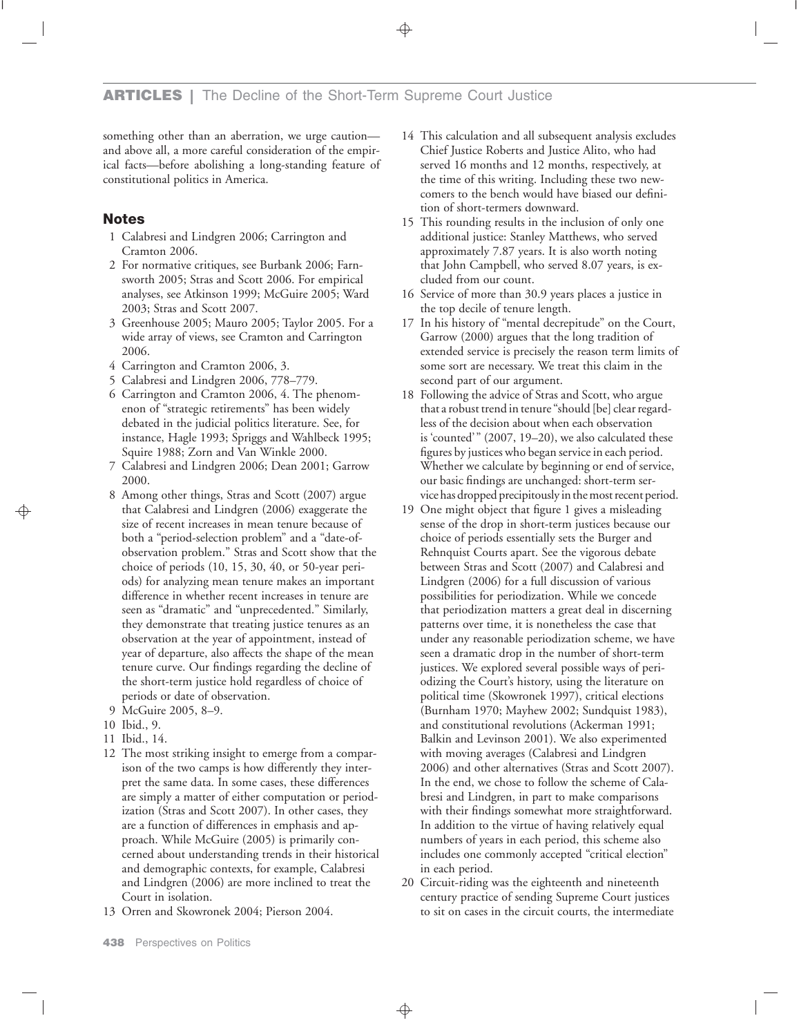something other than an aberration, we urge caution—and above all, a more careful consideration of the empirical facts—before abolishing a long-standing feature of constitutional politics in America.

## Notes

1 Calabresi and Lindgren 2006; Carrington and Cramton 2006.

2 For normative critiques, see Burbank 2006; Farnsworth 2005; Stras and Scott 2006. For empirical analyses, see Atkinson 1999; McGuire 2005; Ward 2003; Stras and Scott 2007.

3 Greenhouse 2005; Mauro 2005; Taylor 2005. For a wide array of views, see Cramton and Carrington 2006.

4 Carrington and Cramton 2006, 3.

5 Calabresi and Lindgren 2006, 778–779.

6 Carrington and Cramton 2006, 4. The phenomenon of "strategic retirements" has been widely debated in the judicial politics literature. See, for instance, Hagle 1993; Spriggs and Wahlbeck 1995; Squire 1988; Zorn and Van Winkle 2000.

7 Calabresi and Lindgren 2006; Dean 2001; Garrow 2000.

8 Among other things, Stras and Scott (2007) argue that Calabresi and Lindgren (2006) exaggerate the size of recent increases in mean tenure because of both a "period-selection problem" and a "date-of-observation problem." Stras and Scott show that the choice of periods (10, 15, 30, 40, or 50-year periods) for analyzing mean tenure makes an important difference in whether recent increases in tenure are seen as "dramatic" and "unprecedented." Similarly, they demonstrate that treating justice tenures as an observation at the year of appointment, instead of year of departure, also affects the shape of the mean tenure curve. Our findings regarding the decline of the short-term justice hold regardless of choice of periods or date of observation.

9 McGuire 2005, 8–9.

10 Ibid., 9.

11 Ibid., 14.

12 The most striking insight to emerge from a comparison of the two camps is how differently they interpret the same data. In some cases, these differences are simply a matter of either computation or periodization (Stras and Scott 2007). In other cases, they are a function of differences in emphasis and approach. While McGuire (2005) is primarily concerned about understanding trends in their historical and demographic contexts, for example, Calabresi and Lindgren (2006) are more inclined to treat the Court in isolation.

13 Orren and Skowronek 2004; Pierson 2004.

14 This calculation and all subsequent analysis excludes Chief Justice Roberts and Justice Alito, who had served 16 months and 12 months, respectively, at the time of this writing. Including these two newcomers to the bench would have biased our definition of short-termers downward.

15 This rounding results in the inclusion of only one additional justice: Stanley Matthews, who served approximately 7.87 years. It is also worth noting that John Campbell, who served 8.07 years, is excluded from our count.

16 Service of more than 30.9 years places a justice in the top decile of tenure length.

17 In his history of "mental decrepitude" on the Court, Garrow (2000) argues that the long tradition of extended service is precisely the reason term limits of some sort are necessary. We treat this claim in the second part of our argument.

18 Following the advice of Stras and Scott, who argue that a robust trend in tenure "should [be] clear regardless of the decision about when each observation is 'counted'" (2007, 19–20), we also calculated these figures by justices who began service in each period. Whether we calculate by beginning or end of service, our basic findings are unchanged: short-term service has dropped precipitously in the most recent period.

19 One might object that figure 1 gives a misleading sense of the drop in short-term justices because our choice of periods essentially sets the Burger and Rehnquist Courts apart. See the vigorous debate between Stras and Scott (2007) and Calabresi and Lindgren (2006) for a full discussion of various possibilities for periodization. While we concede that periodization matters a great deal in discerning patterns over time, it is nonetheless the case that under any reasonable periodization scheme, we have seen a dramatic drop in the number of short-term justices. We explored several possible ways of periodizing the Court's history, using the literature on political time (Skowronek 1997), critical elections (Burnham 1970; Mayhew 2002; Sundquist 1983), and constitutional revolutions (Ackerman 1991; Balkin and Levinson 2001). We also experimented with moving averages (Calabresi and Lindgren 2006) and other alternatives (Stras and Scott 2007). In the end, we chose to follow the scheme of Calabresi and Lindgren, in part to make comparisons with their findings somewhat more straightforward. In addition to the virtue of having relatively equal numbers of years in each period, this scheme also includes one commonly accepted "critical election" in each period.

20 Circuit-riding was the eighteenth and nineteenth century practice of sending Supreme Court justices to sit on cases in the circuit courts, the intermediate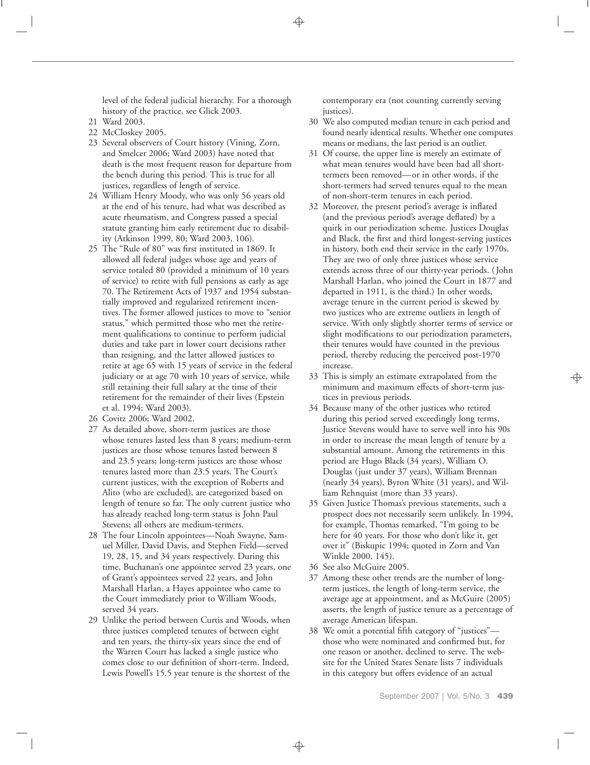level of the federal judicial hierarchy. For a thorough history of the practice, see Glick 2003.

21 Ward 2003.

22 McCloskey 2005.

23 Several observers of Court history (Vining, Zorn, and Smelcer 2006; Ward 2003) have noted that death is the most frequent reason for departure from the bench during this period. This is true for all justices, regardless of length of service.

24 William Henry Moody, who was only 56 years old at the end of his tenure, had what was described as acute rheumatism, and Congress passed a special statute granting him early retirement due to disability (Atkinson 1999, 80; Ward 2003, 106).

25 The "Rule of 80" was first instituted in 1869. It allowed all federal judges whose age and years of service totaled 80 (provided a minimum of 10 years of service) to retire with full pensions as early as age 70. The Retirement Acts of 1937 and 1954 substantially improved and regularized retirement incentives. The former allowed justices to move to "senior status," which permitted those who met the retirement qualifications to continue to perform judicial duties and take part in lower court decisions rather than resigning, and the latter allowed justices to retire at age 65 with 15 years of service in the federal judiciary or at age 70 with 10 years of service, while still retaining their full salary at the time of their retirement for the remainder of their lives (Epstein et al. 1994; Ward 2003).

26 Covitz 2006; Ward 2002.

27 As detailed above, short-term justices are those whose tenures lasted less than 8 years; medium-term justices are those whose tenures lasted between 8 and 23.5 years; long-term justices are those whose tenures lasted more than 23.5 years. The Court's current justices, with the exception of Roberts and Alito (who are excluded), are categorized based on length of tenure so far. The only current justice who has already reached long-term status is John Paul Stevens; all others are medium-termers.

28 The four Lincoln appointees—Noah Swayne, Samuel Miller, David Davis, and Stephen Field—served 19, 28, 15, and 34 years respectively. During this time, Buchanan's one appointee served 23 years, one of Grant's appointees served 22 years, and John Marshall Harlan, a Hayes appointee who came to the Court immediately prior to William Woods, served 34 years.

29 Unlike the period between Curtis and Woods, when three justices completed tenures of between eight and ten years, the thirty-six years since the end of the Warren Court has lacked a single justice who comes close to our definition of short-term. Indeed, Lewis Powell's 15.5 year tenure is the shortest of the contemporary era (not counting currently serving justices).

30 We also computed median tenure in each period and found nearly identical results. Whether one computes means or medians, the last period is an outlier.

31 Of course, the upper line is merely an estimate of what mean tenures would have been had all short-termers been removed—or in other words, if the short-termers had served tenures equal to the mean of non-short-term tenures in each period.

32 Moreover, the present period's average is inflated (and the previous period's average deflated) by a quirk in our periodization scheme. Justices Douglas and Black, the first and third longest-serving justices in history, both end their service in the early 1970s. They are two of only three justices whose service extends across three of our thirty-year periods. (John Marshall Harlan, who joined the Court in 1877 and departed in 1911, is the third.) In other words, average tenure in the current period is skewed by two justices who are extreme outliers in length of service. With only slightly shorter terms of service or slight modifications to our periodization parameters, their tenures would have counted in the previous period, thereby reducing the perceived post-1970 increase.

33 This is simply an estimate extrapolated from the minimum and maximum effects of short-term justices in previous periods.

34 Because many of the other justices who retired during this period served exceedingly long terms, Justice Stevens would have to serve well into his 90s in order to increase the mean length of tenure by a substantial amount. Among the retirements in this period are Hugo Black (34 years), William O. Douglas (just under 37 years), William Brennan (nearly 34 years), Byron White (31 years), and William Rehnquist (more than 33 years).

35 Given Justice Thomas's previous statements, such a prospect does not necessarily seem unlikely. In 1994, for example, Thomas remarked, "I'm going to be here for 40 years. For those who don't like it, get over it" (Biskupic 1994; quoted in Zorn and Van Winkle 2000, 145).

36 See also McGuire 2005.

37 Among these other trends are the number of long-term justices, the length of long-term service, the average age at appointment, and as McGuire (2005) asserts, the length of justice tenure as a percentage of average American lifespan.

38 We omit a potential fifth category of "justices"—those who were nominated and confirmed but, for one reason or another, declined to serve. The website for the United States Senate lists 7 individuals in this category but offers evidence of an actual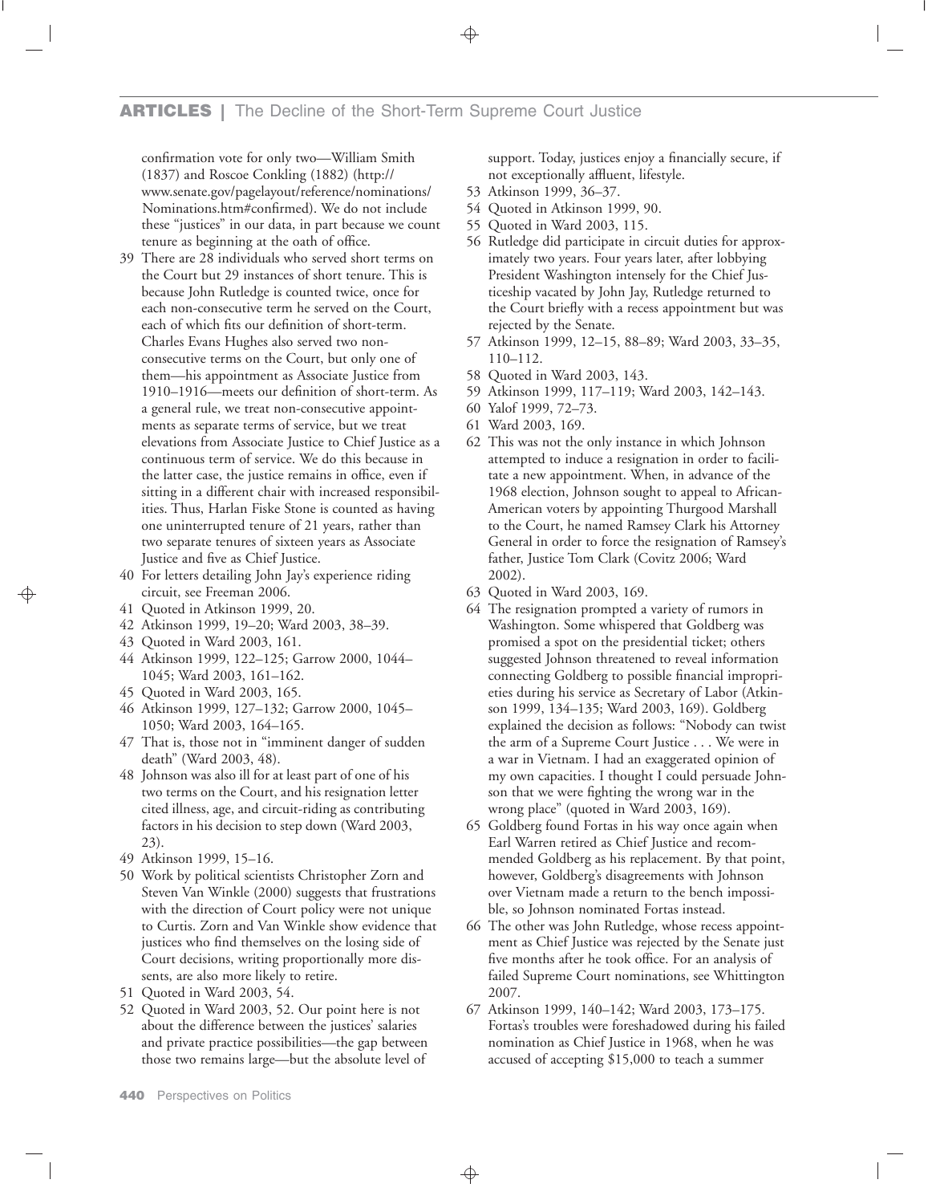confirmation vote for only two—William Smith (1837) and Roscoe Conkling (1882) (http://www.senate.gov/pagelayout/reference/nominations/Nominations.htm#confirmed). We do not include these "justices" in our data, in part because we count tenure as beginning at the oath of office.

39 There are 28 individuals who served short terms on the Court but 29 instances of short tenure. This is because John Rutledge is counted twice, once for each non-consecutive term he served on the Court, each of which fits our definition of short-term. Charles Evans Hughes also served two non-consecutive terms on the Court, but only one of them—his appointment as Associate Justice from 1910–1916—meets our definition of short-term. As a general rule, we treat non-consecutive appointments as separate terms of service, but we treat elevations from Associate Justice to Chief Justice as a continuous term of service. We do this because in the latter case, the justice remains in office, even if sitting in a different chair with increased responsibilities. Thus, Harlan Fiske Stone is counted as having one uninterrupted tenure of 21 years, rather than two separate tenures of sixteen years as Associate Justice and five as Chief Justice.

40 For letters detailing John Jay's experience riding circuit, see Freeman 2006.

41 Quoted in Atkinson 1999, 20.

42 Atkinson 1999, 19–20; Ward 2003, 38–39.

43 Quoted in Ward 2003, 161.

44 Atkinson 1999, 122–125; Garrow 2000, 1044–1045; Ward 2003, 161–162.

45 Quoted in Ward 2003, 165.

46 Atkinson 1999, 127–132; Garrow 2000, 1045–1050; Ward 2003, 164–165.

47 That is, those not in "imminent danger of sudden death" (Ward 2003, 48).

48 Johnson was also ill for at least part of one of his two terms on the Court, and his resignation letter cited illness, age, and circuit-riding as contributing factors in his decision to step down (Ward 2003, 23).

49 Atkinson 1999, 15–16.

50 Work by political scientists Christopher Zorn and Steven Van Winkle (2000) suggests that frustrations with the direction of Court policy were not unique to Curtis. Zorn and Van Winkle show evidence that justices who find themselves on the losing side of Court decisions, writing proportionally more dissents, are also more likely to retire.

51 Quoted in Ward 2003, 54.

52 Quoted in Ward 2003, 52. Our point here is not about the difference between the justices' salaries and private practice possibilities—the gap between those two remains large—but the absolute level of support. Today, justices enjoy a financially secure, if not exceptionally affluent, lifestyle.

53 Atkinson 1999, 36–37.

54 Quoted in Atkinson 1999, 90.

55 Quoted in Ward 2003, 115.

56 Rutledge did participate in circuit duties for approximately two years. Four years later, after lobbying President Washington intensely for the Chief Justiceship vacated by John Jay, Rutledge returned to the Court briefly with a recess appointment but was rejected by the Senate.

57 Atkinson 1999, 12–15, 88–89; Ward 2003, 33–35, 110–112.

58 Quoted in Ward 2003, 143.

59 Atkinson 1999, 117–119; Ward 2003, 142–143.

60 Yalof 1999, 72–73.

61 Ward 2003, 169.

62 This was not the only instance in which Johnson attempted to induce a resignation in order to facilitate a new appointment. When, in advance of the 1968 election, Johnson sought to appeal to African-American voters by appointing Thurgood Marshall to the Court, he named Ramsey Clark his Attorney General in order to force the resignation of Ramsey's father, Justice Tom Clark (Covitz 2006; Ward 2002).

63 Quoted in Ward 2003, 169.

64 The resignation prompted a variety of rumors in Washington. Some whispered that Goldberg was promised a spot on the presidential ticket; others suggested Johnson threatened to reveal information connecting Goldberg to possible financial improprieties during his service as Secretary of Labor (Atkinson 1999, 134–135; Ward 2003, 169). Goldberg explained the decision as follows: "Nobody can twist the arm of a Supreme Court Justice . . . We were in a war in Vietnam. I had an exaggerated opinion of my own capacities. I thought I could persuade Johnson that we were fighting the wrong war in the wrong place" (quoted in Ward 2003, 169).

65 Goldberg found Fortas in his way once again when Earl Warren retired as Chief Justice and recommended Goldberg as his replacement. By that point, however, Goldberg's disagreements with Johnson over Vietnam made a return to the bench impossible, so Johnson nominated Fortas instead.

66 The other was John Rutledge, whose recess appointment as Chief Justice was rejected by the Senate just five months after he took office. For an analysis of failed Supreme Court nominations, see Whittington 2007.

67 Atkinson 1999, 140–142; Ward 2003, 173–175. Fortas's troubles were foreshadowed during his failed nomination as Chief Justice in 1968, when he was accused of accepting $15,000 to teach a summer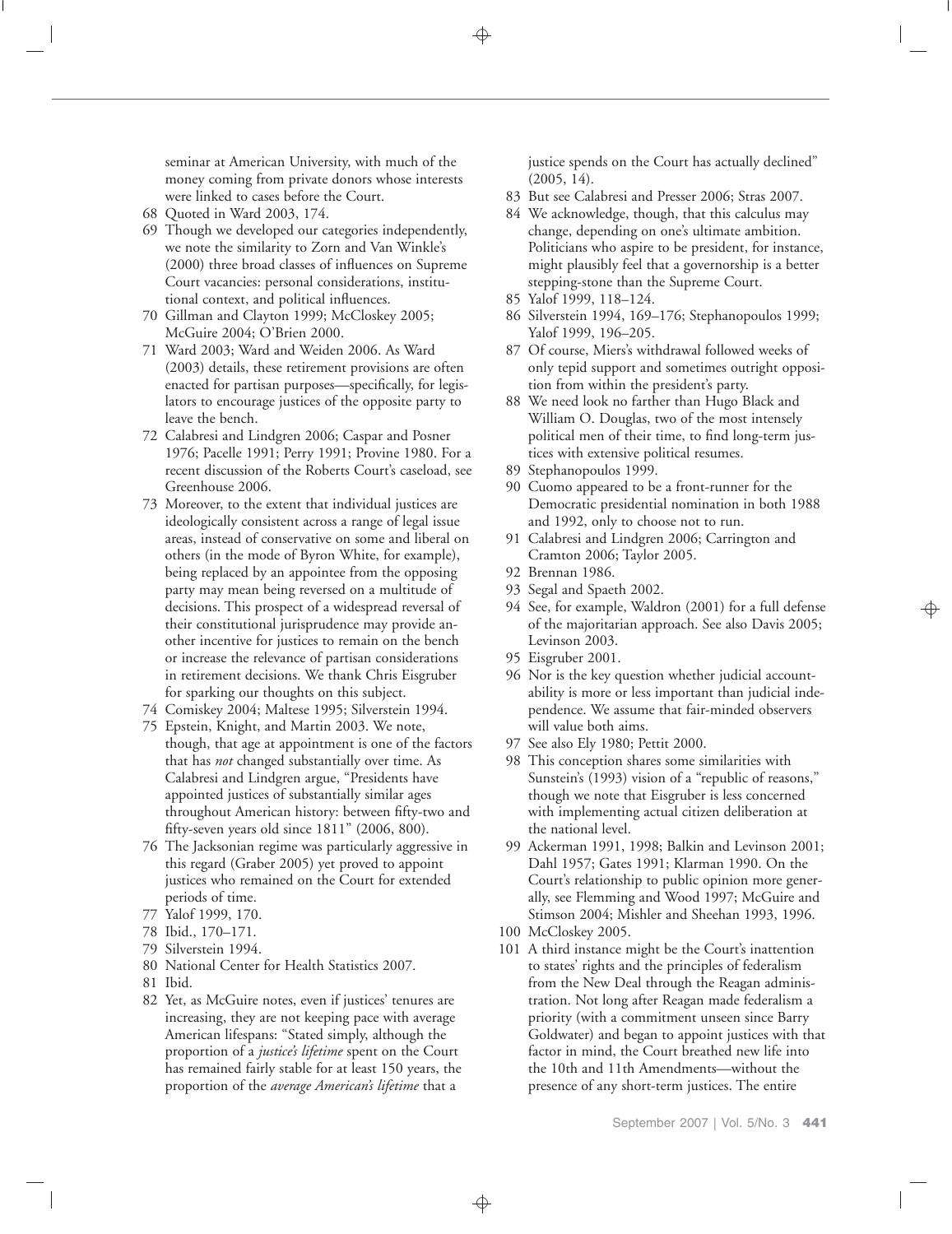seminar at American University, with much of the money coming from private donors whose interests were linked to cases before the Court.

68 Quoted in Ward 2003, 174.

69 Though we developed our categories independently, we note the similarity to Zorn and Van Winkle's (2000) three broad classes of influences on Supreme Court vacancies: personal considerations, institutional context, and political influences.

70 Gillman and Clayton 1999; McCloskey 2005; McGuire 2004; O'Brien 2000.

71 Ward 2003; Ward and Weiden 2006. As Ward (2003) details, these retirement provisions are often enacted for partisan purposes—specifically, for legislators to encourage justices of the opposite party to leave the bench.

72 Calabresi and Lindgren 2006; Caspar and Posner 1976; Pacelle 1991; Perry 1991; Provine 1980. For a recent discussion of the Roberts Court's caseload, see Greenhouse 2006.

73 Moreover, to the extent that individual justices are ideologically consistent across a range of legal issue areas, instead of conservative on some and liberal on others (in the mode of Byron White, for example), being replaced by an appointee from the opposing party may mean being reversed on a multitude of decisions. This prospect of a widespread reversal of their constitutional jurisprudence may provide another incentive for justices to remain on the bench or increase the relevance of partisan considerations in retirement decisions. We thank Chris Eisgruber for sparking our thoughts on this subject.

74 Comiskey 2004; Maltese 1995; Silverstein 1994.

75 Epstein, Knight, and Martin 2003. We note, though, that age at appointment is one of the factors that has *not* changed substantially over time. As Calabresi and Lindgren argue, "Presidents have appointed justices of substantially similar ages throughout American history: between fifty-two and fifty-seven years old since 1811" (2006, 800).

76 The Jacksonian regime was particularly aggressive in this regard (Graber 2005) yet proved to appoint justices who remained on the Court for extended periods of time.

77 Yalof 1999, 170.

78 Ibid., 170–171.

79 Silverstein 1994.

80 National Center for Health Statistics 2007.

81 Ibid.

82 Yet, as McGuire notes, even if justices' tenures are increasing, they are not keeping pace with average American lifespans: "Stated simply, although the proportion of a *justice's lifetime* spent on the Court has remained fairly stable for at least 150 years, the proportion of the *average American's lifetime* that a justice spends on the Court has actually declined" (2005, 14).

83 But see Calabresi and Presser 2006; Stras 2007.

84 We acknowledge, though, that this calculus may change, depending on one's ultimate ambition. Politicians who aspire to be president, for instance, might plausibly feel that a governorship is a better stepping-stone than the Supreme Court.

85 Yalof 1999, 118–124.

86 Silverstein 1994, 169–176; Stephanopoulos 1999; Yalof 1999, 196–205.

87 Of course, Miers's withdrawal followed weeks of only tepid support and sometimes outright opposition from within the president's party.

88 We need look no farther than Hugo Black and William O. Douglas, two of the most intensely political men of their time, to find long-term justices with extensive political resumes.

89 Stephanopoulos 1999.

90 Cuomo appeared to be a front-runner for the Democratic presidential nomination in both 1988 and 1992, only to choose not to run.

91 Calabresi and Lindgren 2006; Carrington and Cramton 2006; Taylor 2005.

92 Brennan 1986.

93 Segal and Spaeth 2002.

94 See, for example, Waldron (2001) for a full defense of the majoritarian approach. See also Davis 2005; Levinson 2003.

95 Eisgruber 2001.

96 Nor is the key question whether judicial accountability is more or less important than judicial independence. We assume that fair-minded observers will value both aims.

97 See also Ely 1980; Pettit 2000.

98 This conception shares some similarities with Sunstein's (1993) vision of a "republic of reasons," though we note that Eisgruber is less concerned with implementing actual citizen deliberation at the national level.

99 Ackerman 1991, 1998; Balkin and Levinson 2001; Dahl 1957; Gates 1991; Klarman 1990. On the Court's relationship to public opinion more generally, see Flemming and Wood 1997; McGuire and Stimson 2004; Mishler and Sheehan 1993, 1996.

100 McCloskey 2005.

101 A third instance might be the Court's inattention to states' rights and the principles of federalism from the New Deal through the Reagan administration. Not long after Reagan made federalism a priority (with a commitment unseen since Barry Goldwater) and began to appoint justices with that factor in mind, the Court breathed new life into the 10th and 11th Amendments—without the presence of any short-term justices. The entire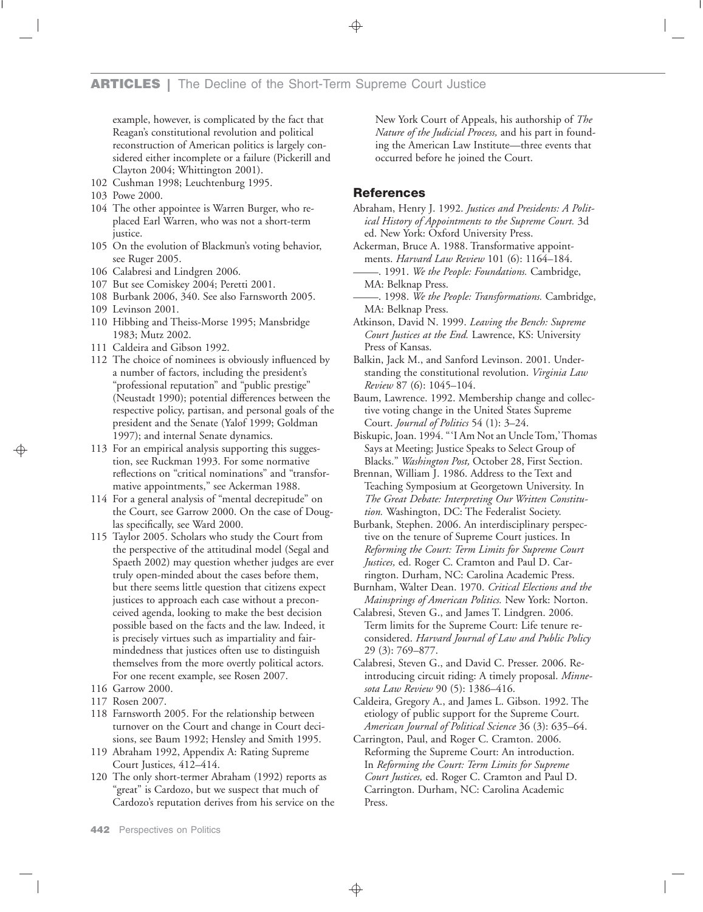example, however, is complicated by the fact that Reagan's constitutional revolution and political reconstruction of American politics is largely considered either incomplete or a failure (Pickerill and Clayton 2004; Whittington 2001).

102 Cushman 1998; Leuchtenburg 1995.

103 Powe 2000.

104 The other appointee is Warren Burger, who replaced Earl Warren, who was not a short-term justice.

105 On the evolution of Blackmun's voting behavior, see Ruger 2005.

106 Calabresi and Lindgren 2006.

107 But see Comiskey 2004; Peretti 2001.

108 Burbank 2006, 340. See also Farnsworth 2005.

109 Levinson 2001.

110 Hibbing and Theiss-Morse 1995; Mansbridge 1983; Mutz 2002.

111 Caldeira and Gibson 1992.

112 The choice of nominees is obviously influenced by a number of factors, including the president's "professional reputation" and "public prestige" (Neustadt 1990); potential differences between the respective policy, partisan, and personal goals of the president and the Senate (Yalof 1999; Goldman 1997); and internal Senate dynamics.

113 For an empirical analysis supporting this suggestion, see Ruckman 1993. For some normative reflections on "critical nominations" and "transformative appointments," see Ackerman 1988.

114 For a general analysis of "mental decrepitude" on the Court, see Garrow 2000. On the case of Douglas specifically, see Ward 2000.

115 Taylor 2005. Scholars who study the Court from the perspective of the attitudinal model (Segal and Spaeth 2002) may question whether judges are ever truly open-minded about the cases before them, but there seems little question that citizens expect justices to approach each case without a preconceived agenda, looking to make the best decision possible based on the facts and the law. Indeed, it is precisely virtues such as impartiality and fair-mindedness that justices often use to distinguish themselves from the more overtly political actors. For one recent example, see Rosen 2007.

116 Garrow 2000.

117 Rosen 2007.

118 Farnsworth 2005. For the relationship between turnover on the Court and change in Court decisions, see Baum 1992; Hensley and Smith 1995.

119 Abraham 1992, Appendix A: Rating Supreme Court Justices, 412–414.

120 The only short-termer Abraham (1992) reports as "great" is Cardozo, but we suspect that much of Cardozo's reputation derives from his service on the New York Court of Appeals, his authorship of *The Nature of the Judicial Process,* and his part in founding the American Law Institute—three events that occurred before he joined the Court.

## References

Abraham, Henry J. 1992. *Justices and Presidents: A Political History of Appointments to the Supreme Court.* 3d ed. New York: Oxford University Press.

Ackerman, Bruce A. 1988. Transformative appointments. *Harvard Law Review* 101 (6): 1164–184.

——. 1991. *We the People: Foundations.* Cambridge, MA: Belknap Press.

——. 1998. *We the People: Transformations.* Cambridge, MA: Belknap Press.

Atkinson, David N. 1999. *Leaving the Bench: Supreme Court Justices at the End.* Lawrence, KS: University Press of Kansas.

Balkin, Jack M., and Sanford Levinson. 2001. Understanding the constitutional revolution. *Virginia Law Review* 87 (6): 1045–104.

Baum, Lawrence. 1992. Membership change and collective voting change in the United States Supreme Court. *Journal of Politics* 54 (1): 3–24.

Biskupic, Joan. 1994. "'I Am Not an Uncle Tom,' Thomas Says at Meeting; Justice Speaks to Select Group of Blacks." *Washington Post,* October 28, First Section.

Brennan, William J. 1986. Address to the Text and Teaching Symposium at Georgetown University. In *The Great Debate: Interpreting Our Written Constitution.* Washington, DC: The Federalist Society.

Burbank, Stephen. 2006. An interdisciplinary perspective on the tenure of Supreme Court justices. In *Reforming the Court: Term Limits for Supreme Court Justices,* ed. Roger C. Cramton and Paul D. Carrington. Durham, NC: Carolina Academic Press.

Burnham, Walter Dean. 1970. *Critical Elections and the Mainsprings of American Politics.* New York: Norton.

Calabresi, Steven G., and James T. Lindgren. 2006. Term limits for the Supreme Court: Life tenure reconsidered. *Harvard Journal of Law and Public Policy* 29 (3): 769–877.

Calabresi, Steven G., and David C. Presser. 2006. Reintroducing circuit riding: A timely proposal. *Minnesota Law Review* 90 (5): 1386–416.

Caldeira, Gregory A., and James L. Gibson. 1992. The etiology of public support for the Supreme Court. *American Journal of Political Science* 36 (3): 635–64.

Carrington, Paul, and Roger C. Cramton. 2006. Reforming the Supreme Court: An introduction. In *Reforming the Court: Term Limits for Supreme Court Justices,* ed. Roger C. Cramton and Paul D. Carrington. Durham, NC: Carolina Academic Press.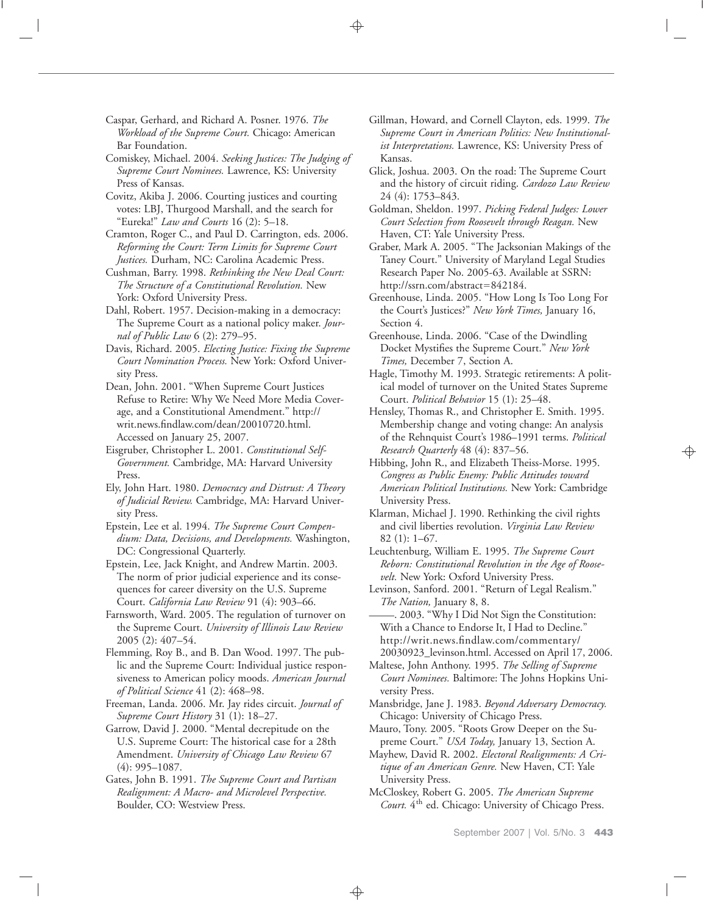Caspar, Gerhard, and Richard A. Posner. 1976. *The Workload of the Supreme Court.* Chicago: American Bar Foundation.

Comiskey, Michael. 2004. *Seeking Justices: The Judging of Supreme Court Nominees.* Lawrence, KS: University Press of Kansas.

Covitz, Akiba J. 2006. Courting justices and courting votes: LBJ, Thurgood Marshall, and the search for "Eureka!" *Law and Courts* 16 (2): 5–18.

Cramton, Roger C., and Paul D. Carrington, eds. 2006. *Reforming the Court: Term Limits for Supreme Court Justices.* Durham, NC: Carolina Academic Press.

Cushman, Barry. 1998. *Rethinking the New Deal Court: The Structure of a Constitutional Revolution.* New York: Oxford University Press.

Dahl, Robert. 1957. Decision-making in a democracy: The Supreme Court as a national policy maker. *Journal of Public Law* 6 (2): 279–95.

Davis, Richard. 2005. *Electing Justice: Fixing the Supreme Court Nomination Process.* New York: Oxford University Press.

Dean, John. 2001. "When Supreme Court Justices Refuse to Retire: Why We Need More Media Coverage, and a Constitutional Amendment." http://writ.news.findlaw.com/dean/20010720.html. Accessed on January 25, 2007.

Eisgruber, Christopher L. 2001. *Constitutional Self-Government.* Cambridge, MA: Harvard University Press.

Ely, John Hart. 1980. *Democracy and Distrust: A Theory of Judicial Review.* Cambridge, MA: Harvard University Press.

Epstein, Lee et al. 1994. *The Supreme Court Compendium: Data, Decisions, and Developments.* Washington, DC: Congressional Quarterly.

Epstein, Lee, Jack Knight, and Andrew Martin. 2003. The norm of prior judicial experience and its consequences for career diversity on the U.S. Supreme Court. *California Law Review* 91 (4): 903–66.

Farnsworth, Ward. 2005. The regulation of turnover on the Supreme Court. *University of Illinois Law Review* 2005 (2): 407–54.

Flemming, Roy B., and B. Dan Wood. 1997. The public and the Supreme Court: Individual justice responsiveness to American policy moods. *American Journal of Political Science* 41 (2): 468–98.

Freeman, Landa. 2006. Mr. Jay rides circuit. *Journal of Supreme Court History* 31 (1): 18–27.

Garrow, David J. 2000. "Mental decrepitude on the U.S. Supreme Court: The historical case for a 28th Amendment. *University of Chicago Law Review* 67 (4): 995–1087.

Gates, John B. 1991. *The Supreme Court and Partisan Realignment: A Macro- and Microlevel Perspective.* Boulder, CO: Westview Press.

Gillman, Howard, and Cornell Clayton, eds. 1999. *The Supreme Court in American Politics: New Institutionalist Interpretations.* Lawrence, KS: University Press of Kansas.

Glick, Joshua. 2003. On the road: The Supreme Court and the history of circuit riding. *Cardozo Law Review* 24 (4): 1753–843.

Goldman, Sheldon. 1997. *Picking Federal Judges: Lower Court Selection from Roosevelt through Reagan.* New Haven, CT: Yale University Press.

Graber, Mark A. 2005. "The Jacksonian Makings of the Taney Court." University of Maryland Legal Studies Research Paper No. 2005-63. Available at SSRN: http://ssrn.com/abstract=842184.

Greenhouse, Linda. 2005. "How Long Is Too Long For the Court's Justices?" *New York Times,* January 16, Section 4.

Greenhouse, Linda. 2006. "Case of the Dwindling Docket Mystifies the Supreme Court." *New York Times,* December 7, Section A.

Hagle, Timothy M. 1993. Strategic retirements: A political model of turnover on the United States Supreme Court. *Political Behavior* 15 (1): 25–48.

Hensley, Thomas R., and Christopher E. Smith. 1995. Membership change and voting change: An analysis of the Rehnquist Court's 1986–1991 terms. *Political Research Quarterly* 48 (4): 837–56.

Hibbing, John R., and Elizabeth Theiss-Morse. 1995. *Congress as Public Enemy: Public Attitudes toward American Political Institutions.* New York: Cambridge University Press.

Klarman, Michael J. 1990. Rethinking the civil rights and civil liberties revolution. *Virginia Law Review* 82 (1): 1–67.

Leuchtenburg, William E. 1995. *The Supreme Court Reborn: Constitutional Revolution in the Age of Roosevelt.* New York: Oxford University Press.

Levinson, Sanford. 2001. "Return of Legal Realism." *The Nation,* January 8, 8.

———. 2003. "Why I Did Not Sign the Constitution: With a Chance to Endorse It, I Had to Decline." http://writ.news.findlaw.com/commentary/20030923_levinson.html. Accessed on April 17, 2006.

Maltese, John Anthony. 1995. *The Selling of Supreme Court Nominees.* Baltimore: The Johns Hopkins University Press.

Mansbridge, Jane J. 1983. *Beyond Adversary Democracy.* Chicago: University of Chicago Press.

Mauro, Tony. 2005. "Roots Grow Deeper on the Supreme Court." *USA Today,* January 13, Section A.

Mayhew, David R. 2002. *Electoral Realignments: A Critique of an American Genre.* New Haven, CT: Yale University Press.

McCloskey, Robert G. 2005. *The American Supreme Court.* 4th ed. Chicago: University of Chicago Press.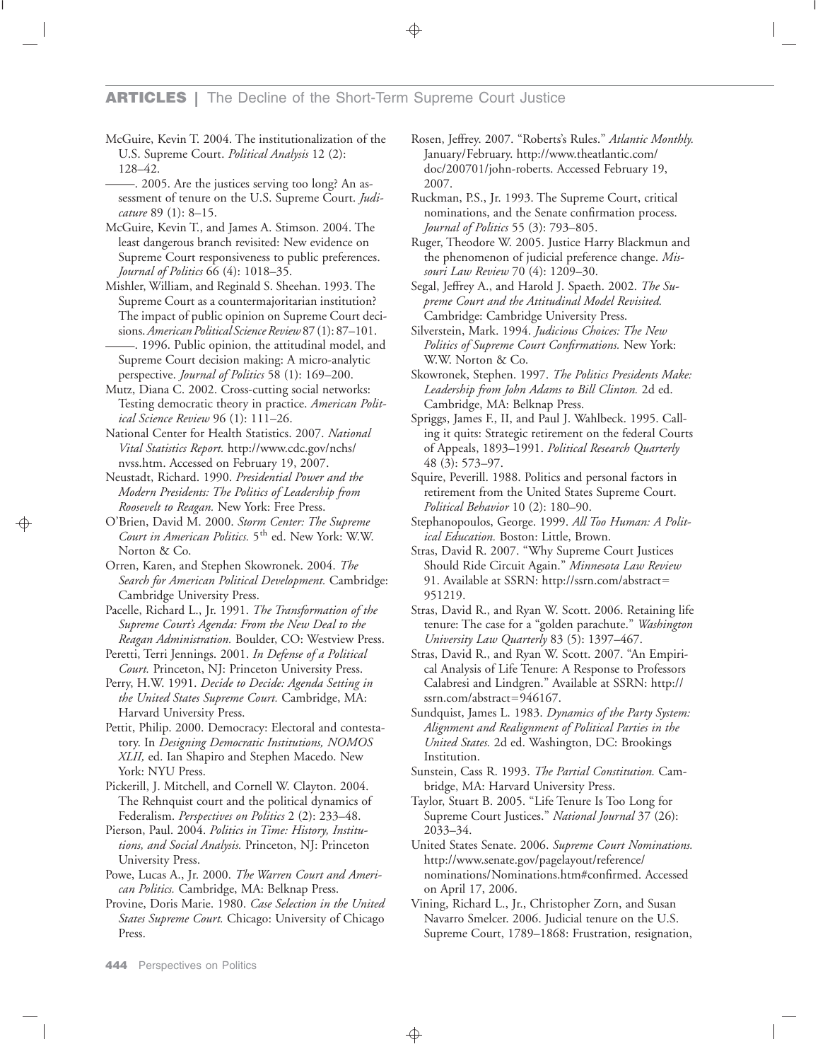McGuire, Kevin T. 2004. The institutionalization of the U.S. Supreme Court. *Political Analysis* 12 (2): 128–42.

———. 2005. Are the justices serving too long? An assessment of tenure on the U.S. Supreme Court. *Judicature* 89 (1): 8–15.

McGuire, Kevin T., and James A. Stimson. 2004. The least dangerous branch revisited: New evidence on Supreme Court responsiveness to public preferences. *Journal of Politics* 66 (4): 1018–35.

Mishler, William, and Reginald S. Sheehan. 1993. The Supreme Court as a countermajoritarian institution? The impact of public opinion on Supreme Court decisions. *American Political Science Review* 87 (1): 87–101.

———. 1996. Public opinion, the attitudinal model, and Supreme Court decision making: A micro-analytic perspective. *Journal of Politics* 58 (1): 169–200.

Mutz, Diana C. 2002. Cross-cutting social networks: Testing democratic theory in practice. *American Political Science Review* 96 (1): 111–26.

National Center for Health Statistics. 2007. *National Vital Statistics Report.* http://www.cdc.gov/nchs/nvss.htm. Accessed on February 19, 2007.

Neustadt, Richard. 1990. *Presidential Power and the Modern Presidents: The Politics of Leadership from Roosevelt to Reagan.* New York: Free Press.

O'Brien, David M. 2000. *Storm Center: The Supreme Court in American Politics.* 5th ed. New York: W.W. Norton & Co.

Orren, Karen, and Stephen Skowronek. 2004. *The Search for American Political Development.* Cambridge: Cambridge University Press.

Pacelle, Richard L., Jr. 1991. *The Transformation of the Supreme Court's Agenda: From the New Deal to the Reagan Administration.* Boulder, CO: Westview Press.

Peretti, Terri Jennings. 2001. *In Defense of a Political Court.* Princeton, NJ: Princeton University Press.

Perry, H.W. 1991. *Decide to Decide: Agenda Setting in the United States Supreme Court.* Cambridge, MA: Harvard University Press.

Pettit, Philip. 2000. Democracy: Electoral and contestatory. In *Designing Democratic Institutions, NOMOS XLII,* ed. Ian Shapiro and Stephen Macedo. New York: NYU Press.

Pickerill, J. Mitchell, and Cornell W. Clayton. 2004. The Rehnquist court and the political dynamics of Federalism. *Perspectives on Politics* 2 (2): 233–48.

Pierson, Paul. 2004. *Politics in Time: History, Institutions, and Social Analysis.* Princeton, NJ: Princeton University Press.

Powe, Lucas A., Jr. 2000. *The Warren Court and American Politics.* Cambridge, MA: Belknap Press.

Provine, Doris Marie. 1980. *Case Selection in the United States Supreme Court.* Chicago: University of Chicago Press.

Rosen, Jeffrey. 2007. "Roberts's Rules." *Atlantic Monthly.* January/February. http://www.theatlantic.com/doc/200701/john-roberts. Accessed February 19, 2007.

Ruckman, P.S., Jr. 1993. The Supreme Court, critical nominations, and the Senate confirmation process. *Journal of Politics* 55 (3): 793–805.

Ruger, Theodore W. 2005. Justice Harry Blackmun and the phenomenon of judicial preference change. *Missouri Law Review* 70 (4): 1209–30.

Segal, Jeffrey A., and Harold J. Spaeth. 2002. *The Supreme Court and the Attitudinal Model Revisited.* Cambridge: Cambridge University Press.

Silverstein, Mark. 1994. *Judicious Choices: The New Politics of Supreme Court Confirmations.* New York: W.W. Norton & Co.

Skowronek, Stephen. 1997. *The Politics Presidents Make: Leadership from John Adams to Bill Clinton.* 2d ed. Cambridge, MA: Belknap Press.

Spriggs, James F., II, and Paul J. Wahlbeck. 1995. Calling it quits: Strategic retirement on the federal Courts of Appeals, 1893–1991. *Political Research Quarterly* 48 (3): 573–97.

Squire, Peverill. 1988. Politics and personal factors in retirement from the United States Supreme Court. *Political Behavior* 10 (2): 180–90.

Stephanopoulos, George. 1999. *All Too Human: A Political Education.* Boston: Little, Brown.

Stras, David R. 2007. "Why Supreme Court Justices Should Ride Circuit Again." *Minnesota Law Review* 91. Available at SSRN: http://ssrn.com/abstract=951219.

Stras, David R., and Ryan W. Scott. 2006. Retaining life tenure: The case for a "golden parachute." *Washington University Law Quarterly* 83 (5): 1397–467.

Stras, David R., and Ryan W. Scott. 2007. "An Empirical Analysis of Life Tenure: A Response to Professors Calabresi and Lindgren." Available at SSRN: http://ssrn.com/abstract=946167.

Sundquist, James L. 1983. *Dynamics of the Party System: Alignment and Realignment of Political Parties in the United States.* 2d ed. Washington, DC: Brookings Institution.

Sunstein, Cass R. 1993. *The Partial Constitution.* Cambridge, MA: Harvard University Press.

Taylor, Stuart B. 2005. "Life Tenure Is Too Long for Supreme Court Justices." *National Journal* 37 (26): 2033–34.

United States Senate. 2006. *Supreme Court Nominations.* http://www.senate.gov/pagelayout/reference/nominations/Nominations.htm#confirmed. Accessed on April 17, 2006.

Vining, Richard L., Jr., Christopher Zorn, and Susan Navarro Smelcer. 2006. Judicial tenure on the U.S. Supreme Court, 1789–1868: Frustration, resignation,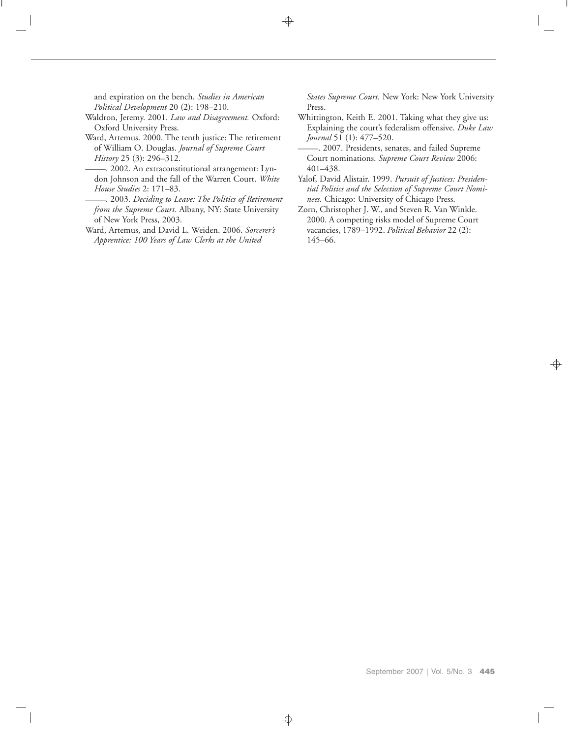and expiration on the bench. *Studies in American Political Development* 20 (2): 198–210.

Waldron, Jeremy. 2001. *Law and Disagreement.* Oxford: Oxford University Press.

Ward, Artemus. 2000. The tenth justice: The retirement of William O. Douglas. *Journal of Supreme Court History* 25 (3): 296–312.

———. 2002. An extraconstitutional arrangement: Lyndon Johnson and the fall of the Warren Court. *White House Studies* 2: 171–83.

———. 2003. *Deciding to Leave: The Politics of Retirement from the Supreme Court.* Albany, NY: State University of New York Press, 2003.

Ward, Artemus, and David L. Weiden. 2006. *Sorcerer's Apprentice: 100 Years of Law Clerks at the United States Supreme Court.* New York: New York University Press.

Whittington, Keith E. 2001. Taking what they give us: Explaining the court's federalism offensive. *Duke Law Journal* 51 (1): 477–520.

———. 2007. Presidents, senates, and failed Supreme Court nominations. *Supreme Court Review* 2006: 401–438.

Yalof, David Alistair. 1999. *Pursuit of Justices: Presidential Politics and the Selection of Supreme Court Nominees.* Chicago: University of Chicago Press.

Zorn, Christopher J. W., and Steven R. Van Winkle. 2000. A competing risks model of Supreme Court vacancies, 1789–1992. *Political Behavior* 22 (2): 145–66.